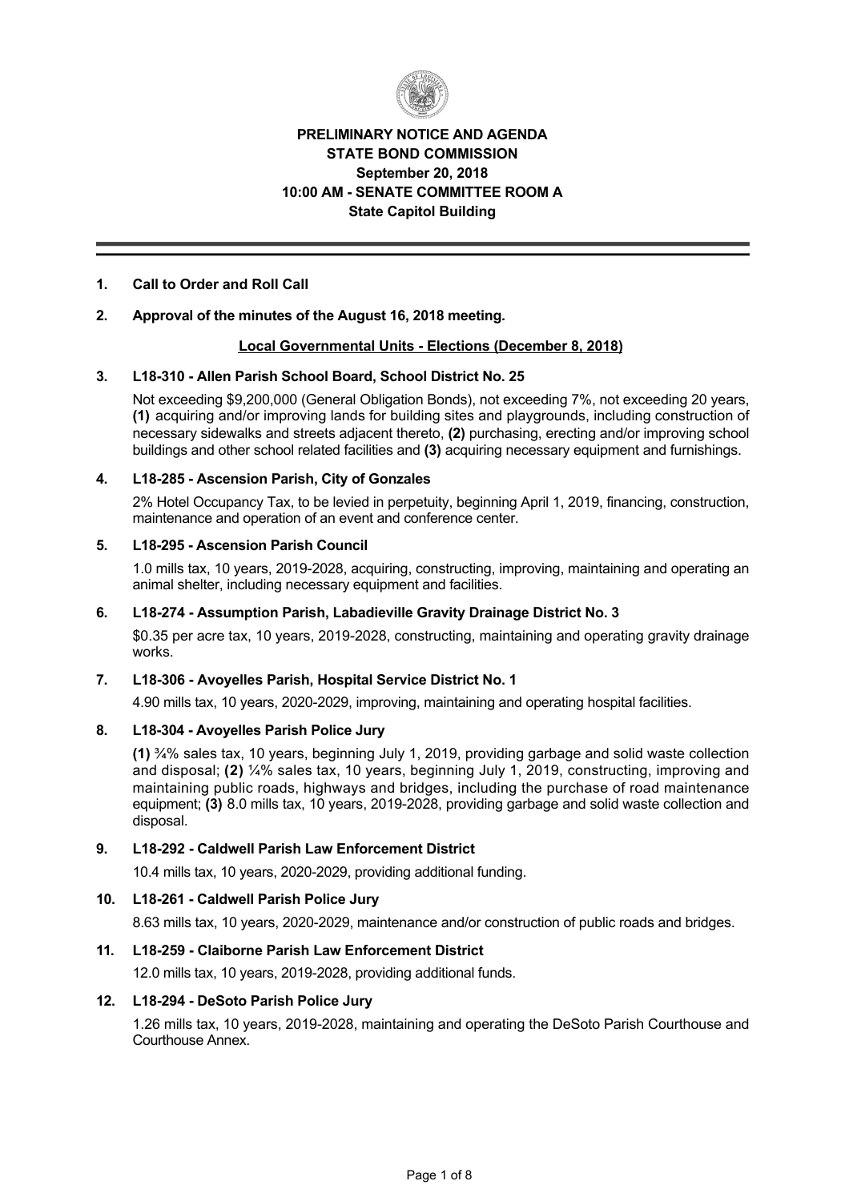**PRELIMINARY NOTICE AND AGENDA**
**STATE BOND COMMISSION**
**September 20, 2018**
**10:00 AM - SENATE COMMITTEE ROOM A**
**State Capitol Building**

---

**1. Call to Order and Roll Call**

**2. Approval of the minutes of the August 16, 2018 meeting.**

**Local Governmental Units - Elections (December 8, 2018)**

**3. L18-310 - Allen Parish School Board, School District No. 25**

Not exceeding $9,200,000 (General Obligation Bonds), not exceeding 7%, not exceeding 20 years, **(1)** acquiring and/or improving lands for building sites and playgrounds, including construction of necessary sidewalks and streets adjacent thereto, **(2)** purchasing, erecting and/or improving school buildings and other school related facilities and **(3)** acquiring necessary equipment and furnishings.

**4. L18-285 - Ascension Parish, City of Gonzales**

2% Hotel Occupancy Tax, to be levied in perpetuity, beginning April 1, 2019, financing, construction, maintenance and operation of an event and conference center.

**5. L18-295 - Ascension Parish Council**

1.0 mills tax, 10 years, 2019-2028, acquiring, constructing, improving, maintaining and operating an animal shelter, including necessary equipment and facilities.

**6. L18-274 - Assumption Parish, Labadieville Gravity Drainage District No. 3**

$0.35 per acre tax, 10 years, 2019-2028, constructing, maintaining and operating gravity drainage works.

**7. L18-306 - Avoyelles Parish, Hospital Service District No. 1**

4.90 mills tax, 10 years, 2020-2029, improving, maintaining and operating hospital facilities.

**8. L18-304 - Avoyelles Parish Police Jury**

**(1)** ¾% sales tax, 10 years, beginning July 1, 2019, providing garbage and solid waste collection and disposal; **(2)** ¼% sales tax, 10 years, beginning July 1, 2019, constructing, improving and maintaining public roads, highways and bridges, including the purchase of road maintenance equipment; **(3)** 8.0 mills tax, 10 years, 2019-2028, providing garbage and solid waste collection and disposal.

**9. L18-292 - Caldwell Parish Law Enforcement District**

10.4 mills tax, 10 years, 2020-2029, providing additional funding.

**10. L18-261 - Caldwell Parish Police Jury**

8.63 mills tax, 10 years, 2020-2029, maintenance and/or construction of public roads and bridges.

**11. L18-259 - Claiborne Parish Law Enforcement District**

12.0 mills tax, 10 years, 2019-2028, providing additional funds.

**12. L18-294 - DeSoto Parish Police Jury**

1.26 mills tax, 10 years, 2019-2028, maintaining and operating the DeSoto Parish Courthouse and Courthouse Annex.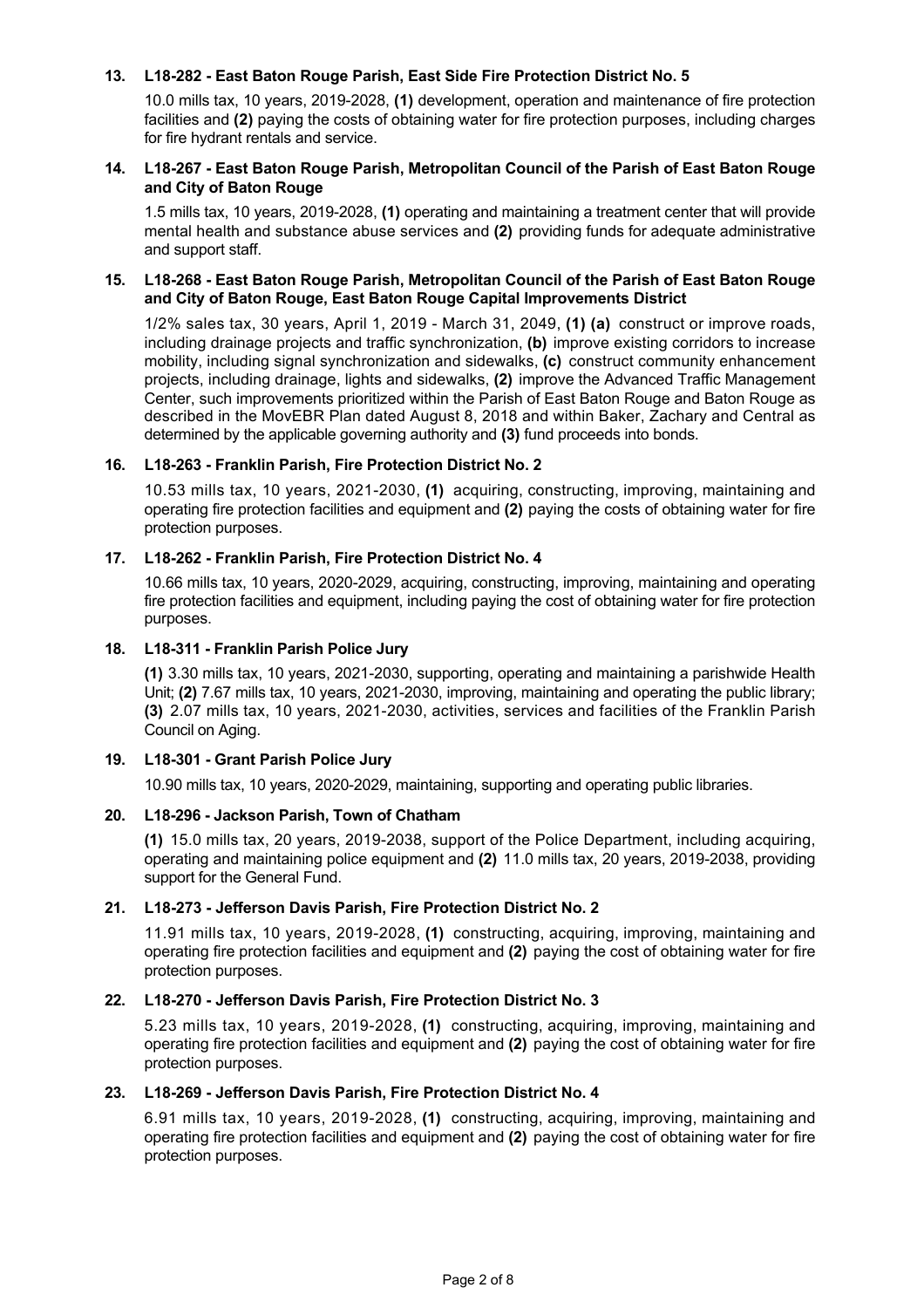**13. L18-282 - East Baton Rouge Parish, East Side Fire Protection District No. 5**

10.0 mills tax, 10 years, 2019-2028, **(1)** development, operation and maintenance of fire protection facilities and **(2)** paying the costs of obtaining water for fire protection purposes, including charges for fire hydrant rentals and service.

**14. L18-267 - East Baton Rouge Parish, Metropolitan Council of the Parish of East Baton Rouge and City of Baton Rouge**

1.5 mills tax, 10 years, 2019-2028, **(1)** operating and maintaining a treatment center that will provide mental health and substance abuse services and **(2)** providing funds for adequate administrative and support staff.

**15. L18-268 - East Baton Rouge Parish, Metropolitan Council of the Parish of East Baton Rouge and City of Baton Rouge, East Baton Rouge Capital Improvements District**

1/2% sales tax, 30 years, April 1, 2019 - March 31, 2049, **(1) (a)** construct or improve roads, including drainage projects and traffic synchronization, **(b)** improve existing corridors to increase mobility, including signal synchronization and sidewalks, **(c)** construct community enhancement projects, including drainage, lights and sidewalks, **(2)** improve the Advanced Traffic Management Center, such improvements prioritized within the Parish of East Baton Rouge and Baton Rouge as described in the MovEBR Plan dated August 8, 2018 and within Baker, Zachary and Central as determined by the applicable governing authority and **(3)** fund proceeds into bonds.

**16. L18-263 - Franklin Parish, Fire Protection District No. 2**

10.53 mills tax, 10 years, 2021-2030, **(1)** acquiring, constructing, improving, maintaining and operating fire protection facilities and equipment and **(2)** paying the costs of obtaining water for fire protection purposes.

**17. L18-262 - Franklin Parish, Fire Protection District No. 4**

10.66 mills tax, 10 years, 2020-2029, acquiring, constructing, improving, maintaining and operating fire protection facilities and equipment, including paying the cost of obtaining water for fire protection purposes.

**18. L18-311 - Franklin Parish Police Jury**

**(1)** 3.30 mills tax, 10 years, 2021-2030, supporting, operating and maintaining a parishwide Health Unit; **(2)** 7.67 mills tax, 10 years, 2021-2030, improving, maintaining and operating the public library; **(3)** 2.07 mills tax, 10 years, 2021-2030, activities, services and facilities of the Franklin Parish Council on Aging.

**19. L18-301 - Grant Parish Police Jury**

10.90 mills tax, 10 years, 2020-2029, maintaining, supporting and operating public libraries.

**20. L18-296 - Jackson Parish, Town of Chatham**

**(1)** 15.0 mills tax, 20 years, 2019-2038, support of the Police Department, including acquiring, operating and maintaining police equipment and **(2)** 11.0 mills tax, 20 years, 2019-2038, providing support for the General Fund.

**21. L18-273 - Jefferson Davis Parish, Fire Protection District No. 2**

11.91 mills tax, 10 years, 2019-2028, **(1)** constructing, acquiring, improving, maintaining and operating fire protection facilities and equipment and **(2)** paying the cost of obtaining water for fire protection purposes.

**22. L18-270 - Jefferson Davis Parish, Fire Protection District No. 3**

5.23 mills tax, 10 years, 2019-2028, **(1)** constructing, acquiring, improving, maintaining and operating fire protection facilities and equipment and **(2)** paying the cost of obtaining water for fire protection purposes.

**23. L18-269 - Jefferson Davis Parish, Fire Protection District No. 4**

6.91 mills tax, 10 years, 2019-2028, **(1)** constructing, acquiring, improving, maintaining and operating fire protection facilities and equipment and **(2)** paying the cost of obtaining water for fire protection purposes.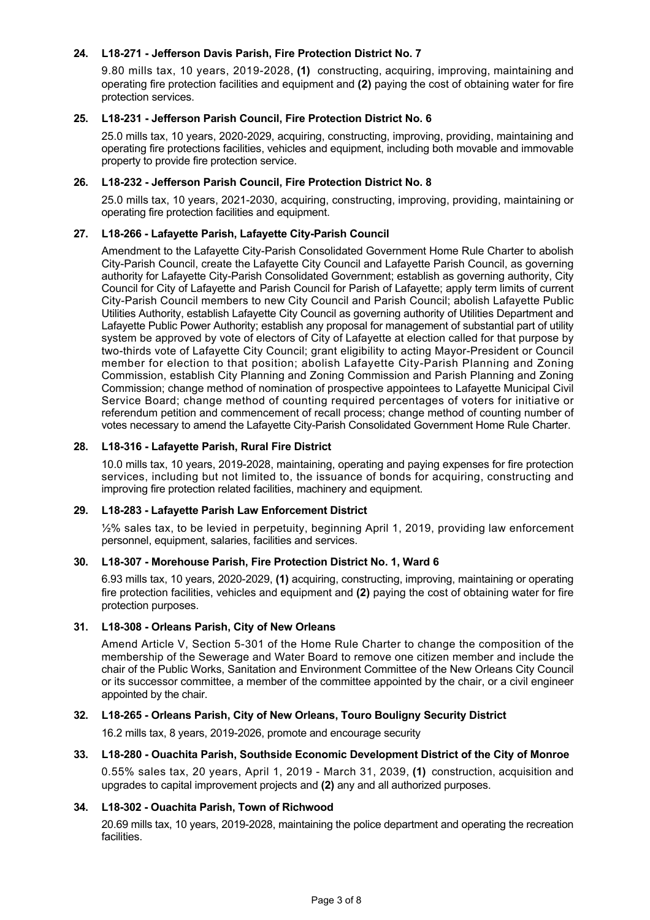### 24. L18-271 - Jefferson Davis Parish, Fire Protection District No. 7

9.80 mills tax, 10 years, 2019-2028, **(1)** constructing, acquiring, improving, maintaining and operating fire protection facilities and equipment and **(2)** paying the cost of obtaining water for fire protection services.

### 25. L18-231 - Jefferson Parish Council, Fire Protection District No. 6

25.0 mills tax, 10 years, 2020-2029, acquiring, constructing, improving, providing, maintaining and operating fire protections facilities, vehicles and equipment, including both movable and immovable property to provide fire protection service.

### 26. L18-232 - Jefferson Parish Council, Fire Protection District No. 8

25.0 mills tax, 10 years, 2021-2030, acquiring, constructing, improving, providing, maintaining or operating fire protection facilities and equipment.

### 27. L18-266 - Lafayette Parish, Lafayette City-Parish Council

Amendment to the Lafayette City-Parish Consolidated Government Home Rule Charter to abolish City-Parish Council, create the Lafayette City Council and Lafayette Parish Council, as governing authority for Lafayette City-Parish Consolidated Government; establish as governing authority, City Council for City of Lafayette and Parish Council for Parish of Lafayette; apply term limits of current City-Parish Council members to new City Council and Parish Council; abolish Lafayette Public Utilities Authority, establish Lafayette City Council as governing authority of Utilities Department and Lafayette Public Power Authority; establish any proposal for management of substantial part of utility system be approved by vote of electors of City of Lafayette at election called for that purpose by two-thirds vote of Lafayette City Council; grant eligibility to acting Mayor-President or Council member for election to that position; abolish Lafayette City-Parish Planning and Zoning Commission, establish City Planning and Zoning Commission and Parish Planning and Zoning Commission; change method of nomination of prospective appointees to Lafayette Municipal Civil Service Board; change method of counting required percentages of voters for initiative or referendum petition and commencement of recall process; change method of counting number of votes necessary to amend the Lafayette City-Parish Consolidated Government Home Rule Charter.

### 28. L18-316 - Lafayette Parish, Rural Fire District

10.0 mills tax, 10 years, 2019-2028, maintaining, operating and paying expenses for fire protection services, including but not limited to, the issuance of bonds for acquiring, constructing and improving fire protection related facilities, machinery and equipment.

### 29. L18-283 - Lafayette Parish Law Enforcement District

½% sales tax, to be levied in perpetuity, beginning April 1, 2019, providing law enforcement personnel, equipment, salaries, facilities and services.

### 30. L18-307 - Morehouse Parish, Fire Protection District No. 1, Ward 6

6.93 mills tax, 10 years, 2020-2029, **(1)** acquiring, constructing, improving, maintaining or operating fire protection facilities, vehicles and equipment and **(2)** paying the cost of obtaining water for fire protection purposes.

### 31. L18-308 - Orleans Parish, City of New Orleans

Amend Article V, Section 5-301 of the Home Rule Charter to change the composition of the membership of the Sewerage and Water Board to remove one citizen member and include the chair of the Public Works, Sanitation and Environment Committee of the New Orleans City Council or its successor committee, a member of the committee appointed by the chair, or a civil engineer appointed by the chair.

### 32. L18-265 - Orleans Parish, City of New Orleans, Touro Bouligny Security District

16.2 mills tax, 8 years, 2019-2026, promote and encourage security

### 33. L18-280 - Ouachita Parish, Southside Economic Development District of the City of Monroe

0.55% sales tax, 20 years, April 1, 2019 - March 31, 2039, **(1)** construction, acquisition and upgrades to capital improvement projects and **(2)** any and all authorized purposes.

### 34. L18-302 - Ouachita Parish, Town of Richwood

20.69 mills tax, 10 years, 2019-2028, maintaining the police department and operating the recreation facilities.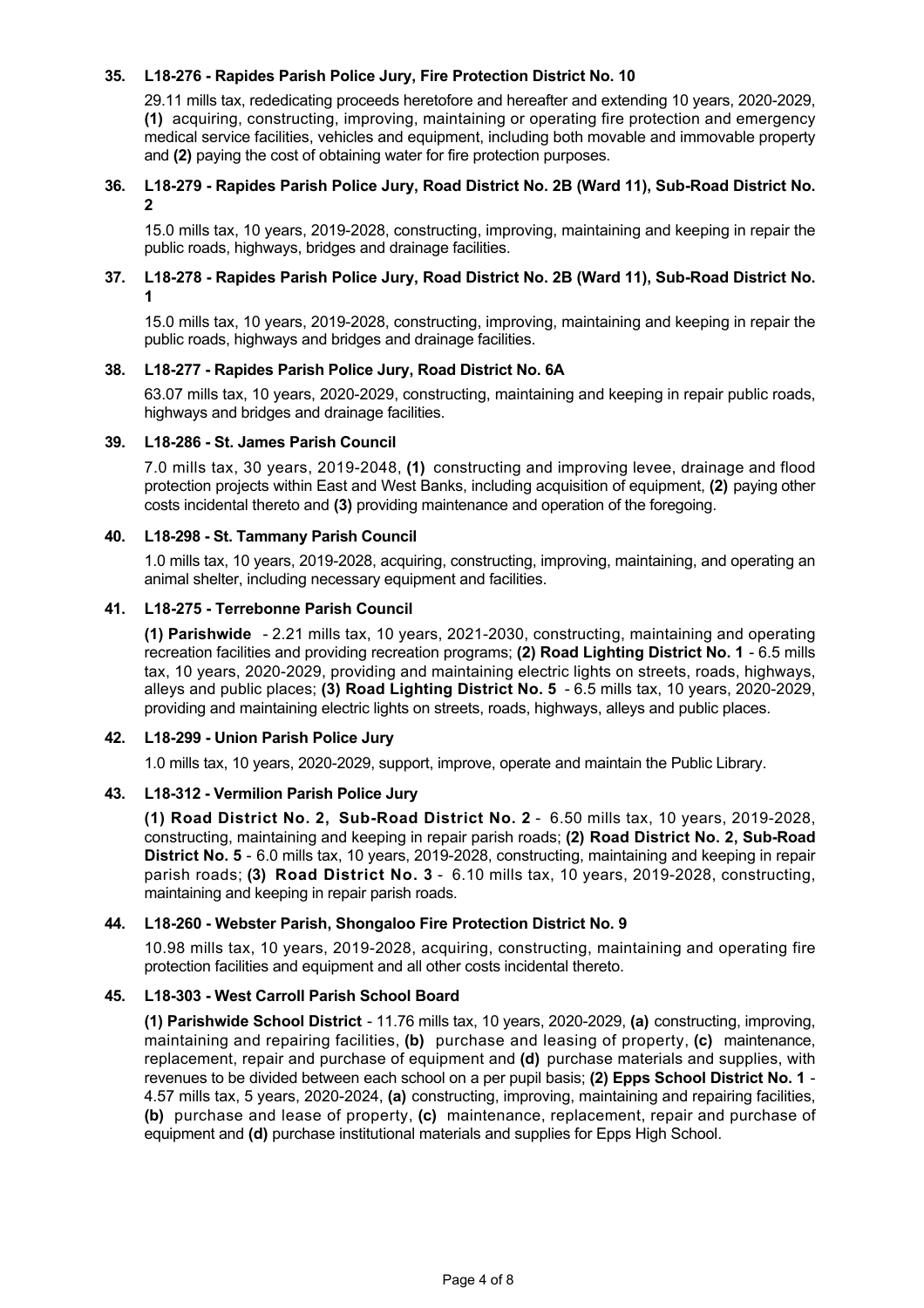**35. L18-276 - Rapides Parish Police Jury, Fire Protection District No. 10**

29.11 mills tax, rededicating proceeds heretofore and hereafter and extending 10 years, 2020-2029, **(1)** acquiring, constructing, improving, maintaining or operating fire protection and emergency medical service facilities, vehicles and equipment, including both movable and immovable property and **(2)** paying the cost of obtaining water for fire protection purposes.

**36. L18-279 - Rapides Parish Police Jury, Road District No. 2B (Ward 11), Sub-Road District No. 2**

15.0 mills tax, 10 years, 2019-2028, constructing, improving, maintaining and keeping in repair the public roads, highways, bridges and drainage facilities.

**37. L18-278 - Rapides Parish Police Jury, Road District No. 2B (Ward 11), Sub-Road District No. 1**

15.0 mills tax, 10 years, 2019-2028, constructing, improving, maintaining and keeping in repair the public roads, highways and bridges and drainage facilities.

**38. L18-277 - Rapides Parish Police Jury, Road District No. 6A**

63.07 mills tax, 10 years, 2020-2029, constructing, maintaining and keeping in repair public roads, highways and bridges and drainage facilities.

**39. L18-286 - St. James Parish Council**

7.0 mills tax, 30 years, 2019-2048, **(1)** constructing and improving levee, drainage and flood protection projects within East and West Banks, including acquisition of equipment, **(2)** paying other costs incidental thereto and **(3)** providing maintenance and operation of the foregoing.

**40. L18-298 - St. Tammany Parish Council**

1.0 mills tax, 10 years, 2019-2028, acquiring, constructing, improving, maintaining, and operating an animal shelter, including necessary equipment and facilities.

**41. L18-275 - Terrebonne Parish Council**

**(1) Parishwide** - 2.21 mills tax, 10 years, 2021-2030, constructing, maintaining and operating recreation facilities and providing recreation programs; **(2) Road Lighting District No. 1** - 6.5 mills tax, 10 years, 2020-2029, providing and maintaining electric lights on streets, roads, highways, alleys and public places; **(3) Road Lighting District No. 5** - 6.5 mills tax, 10 years, 2020-2029, providing and maintaining electric lights on streets, roads, highways, alleys and public places.

**42. L18-299 - Union Parish Police Jury**

1.0 mills tax, 10 years, 2020-2029, support, improve, operate and maintain the Public Library.

**43. L18-312 - Vermilion Parish Police Jury**

**(1) Road District No. 2, Sub-Road District No. 2** - 6.50 mills tax, 10 years, 2019-2028, constructing, maintaining and keeping in repair parish roads; **(2) Road District No. 2, Sub-Road District No. 5** - 6.0 mills tax, 10 years, 2019-2028, constructing, maintaining and keeping in repair parish roads; **(3) Road District No. 3** - 6.10 mills tax, 10 years, 2019-2028, constructing, maintaining and keeping in repair parish roads.

**44. L18-260 - Webster Parish, Shongaloo Fire Protection District No. 9**

10.98 mills tax, 10 years, 2019-2028, acquiring, constructing, maintaining and operating fire protection facilities and equipment and all other costs incidental thereto.

**45. L18-303 - West Carroll Parish School Board**

**(1) Parishwide School District** - 11.76 mills tax, 10 years, 2020-2029, **(a)** constructing, improving, maintaining and repairing facilities, **(b)** purchase and leasing of property, **(c)** maintenance, replacement, repair and purchase of equipment and **(d)** purchase materials and supplies, with revenues to be divided between each school on a per pupil basis; **(2) Epps School District No. 1** - 4.57 mills tax, 5 years, 2020-2024, **(a)** constructing, improving, maintaining and repairing facilities, **(b)** purchase and lease of property, **(c)** maintenance, replacement, repair and purchase of equipment and **(d)** purchase institutional materials and supplies for Epps High School.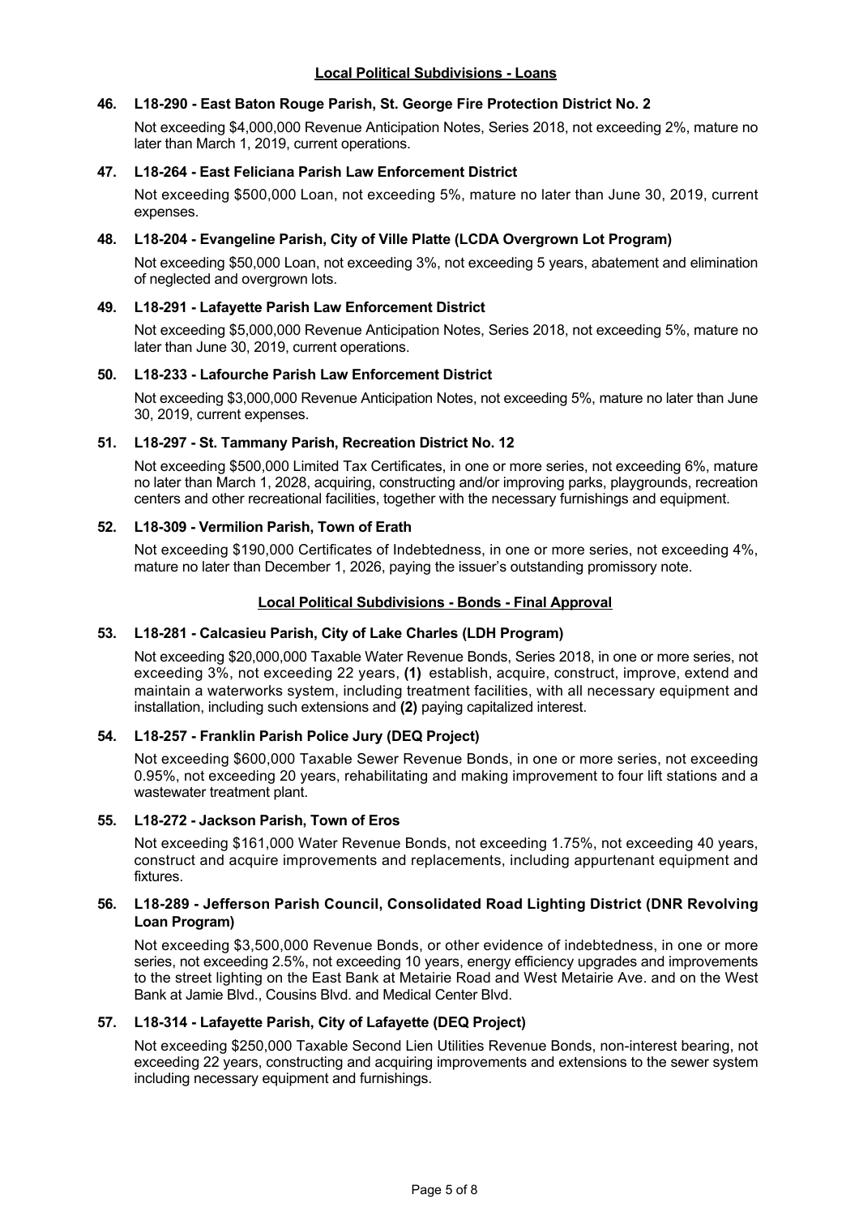## Local Political Subdivisions - Loans

**46. L18-290 - East Baton Rouge Parish, St. George Fire Protection District No. 2**

Not exceeding $4,000,000 Revenue Anticipation Notes, Series 2018, not exceeding 2%, mature no later than March 1, 2019, current operations.

**47. L18-264 - East Feliciana Parish Law Enforcement District**

Not exceeding $500,000 Loan, not exceeding 5%, mature no later than June 30, 2019, current expenses.

**48. L18-204 - Evangeline Parish, City of Ville Platte (LCDA Overgrown Lot Program)**

Not exceeding $50,000 Loan, not exceeding 3%, not exceeding 5 years, abatement and elimination of neglected and overgrown lots.

**49. L18-291 - Lafayette Parish Law Enforcement District**

Not exceeding $5,000,000 Revenue Anticipation Notes, Series 2018, not exceeding 5%, mature no later than June 30, 2019, current operations.

**50. L18-233 - Lafourche Parish Law Enforcement District**

Not exceeding $3,000,000 Revenue Anticipation Notes, not exceeding 5%, mature no later than June 30, 2019, current expenses.

**51. L18-297 - St. Tammany Parish, Recreation District No. 12**

Not exceeding $500,000 Limited Tax Certificates, in one or more series, not exceeding 6%, mature no later than March 1, 2028, acquiring, constructing and/or improving parks, playgrounds, recreation centers and other recreational facilities, together with the necessary furnishings and equipment.

**52. L18-309 - Vermilion Parish, Town of Erath**

Not exceeding $190,000 Certificates of Indebtedness, in one or more series, not exceeding 4%, mature no later than December 1, 2026, paying the issuer's outstanding promissory note.

## Local Political Subdivisions - Bonds - Final Approval

**53. L18-281 - Calcasieu Parish, City of Lake Charles (LDH Program)**

Not exceeding $20,000,000 Taxable Water Revenue Bonds, Series 2018, in one or more series, not exceeding 3%, not exceeding 22 years, **(1)** establish, acquire, construct, improve, extend and maintain a waterworks system, including treatment facilities, with all necessary equipment and installation, including such extensions and **(2)** paying capitalized interest.

**54. L18-257 - Franklin Parish Police Jury (DEQ Project)**

Not exceeding $600,000 Taxable Sewer Revenue Bonds, in one or more series, not exceeding 0.95%, not exceeding 20 years, rehabilitating and making improvement to four lift stations and a wastewater treatment plant.

**55. L18-272 - Jackson Parish, Town of Eros**

Not exceeding $161,000 Water Revenue Bonds, not exceeding 1.75%, not exceeding 40 years, construct and acquire improvements and replacements, including appurtenant equipment and fixtures.

**56. L18-289 - Jefferson Parish Council, Consolidated Road Lighting District (DNR Revolving Loan Program)**

Not exceeding $3,500,000 Revenue Bonds, or other evidence of indebtedness, in one or more series, not exceeding 2.5%, not exceeding 10 years, energy efficiency upgrades and improvements to the street lighting on the East Bank at Metairie Road and West Metairie Ave. and on the West Bank at Jamie Blvd., Cousins Blvd. and Medical Center Blvd.

**57. L18-314 - Lafayette Parish, City of Lafayette (DEQ Project)**

Not exceeding $250,000 Taxable Second Lien Utilities Revenue Bonds, non-interest bearing, not exceeding 22 years, constructing and acquiring improvements and extensions to the sewer system including necessary equipment and furnishings.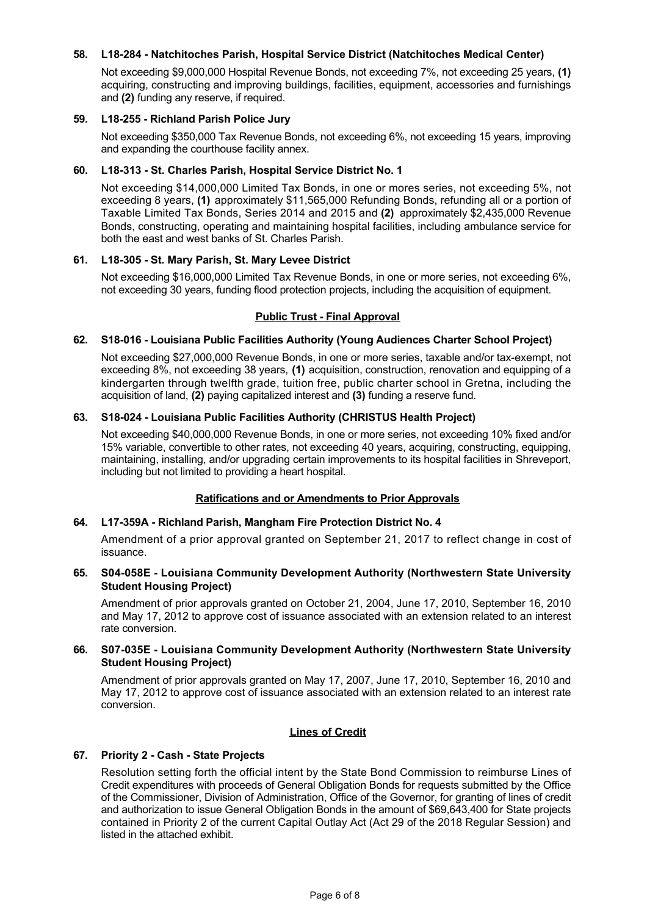**58. L18-284 - Natchitoches Parish, Hospital Service District (Natchitoches Medical Center)**

Not exceeding $9,000,000 Hospital Revenue Bonds, not exceeding 7%, not exceeding 25 years, **(1)** acquiring, constructing and improving buildings, facilities, equipment, accessories and furnishings and **(2)** funding any reserve, if required.

**59. L18-255 - Richland Parish Police Jury**

Not exceeding $350,000 Tax Revenue Bonds, not exceeding 6%, not exceeding 15 years, improving and expanding the courthouse facility annex.

**60. L18-313 - St. Charles Parish, Hospital Service District No. 1**

Not exceeding $14,000,000 Limited Tax Bonds, in one or mores series, not exceeding 5%, not exceeding 8 years, **(1)** approximately $11,565,000 Refunding Bonds, refunding all or a portion of Taxable Limited Tax Bonds, Series 2014 and 2015 and **(2)** approximately $2,435,000 Revenue Bonds, constructing, operating and maintaining hospital facilities, including ambulance service for both the east and west banks of St. Charles Parish.

**61. L18-305 - St. Mary Parish, St. Mary Levee District**

Not exceeding $16,000,000 Limited Tax Revenue Bonds, in one or more series, not exceeding 6%, not exceeding 30 years, funding flood protection projects, including the acquisition of equipment.

## Public Trust - Final Approval

**62. S18-016 - Louisiana Public Facilities Authority (Young Audiences Charter School Project)**

Not exceeding $27,000,000 Revenue Bonds, in one or more series, taxable and/or tax-exempt, not exceeding 8%, not exceeding 38 years, **(1)** acquisition, construction, renovation and equipping of a kindergarten through twelfth grade, tuition free, public charter school in Gretna, including the acquisition of land, **(2)** paying capitalized interest and **(3)** funding a reserve fund.

**63. S18-024 - Louisiana Public Facilities Authority (CHRISTUS Health Project)**

Not exceeding $40,000,000 Revenue Bonds, in one or more series, not exceeding 10% fixed and/or 15% variable, convertible to other rates, not exceeding 40 years, acquiring, constructing, equipping, maintaining, installing, and/or upgrading certain improvements to its hospital facilities in Shreveport, including but not limited to providing a heart hospital.

## Ratifications and or Amendments to Prior Approvals

**64. L17-359A - Richland Parish, Mangham Fire Protection District No. 4**

Amendment of a prior approval granted on September 21, 2017 to reflect change in cost of issuance.

**65. S04-058E - Louisiana Community Development Authority (Northwestern State University Student Housing Project)**

Amendment of prior approvals granted on October 21, 2004, June 17, 2010, September 16, 2010 and May 17, 2012 to approve cost of issuance associated with an extension related to an interest rate conversion.

**66. S07-035E - Louisiana Community Development Authority (Northwestern State University Student Housing Project)**

Amendment of prior approvals granted on May 17, 2007, June 17, 2010, September 16, 2010 and May 17, 2012 to approve cost of issuance associated with an extension related to an interest rate conversion.

## Lines of Credit

**67. Priority 2 - Cash - State Projects**

Resolution setting forth the official intent by the State Bond Commission to reimburse Lines of Credit expenditures with proceeds of General Obligation Bonds for requests submitted by the Office of the Commissioner, Division of Administration, Office of the Governor, for granting of lines of credit and authorization to issue General Obligation Bonds in the amount of $69,643,400 for State projects contained in Priority 2 of the current Capital Outlay Act (Act 29 of the 2018 Regular Session) and listed in the attached exhibit.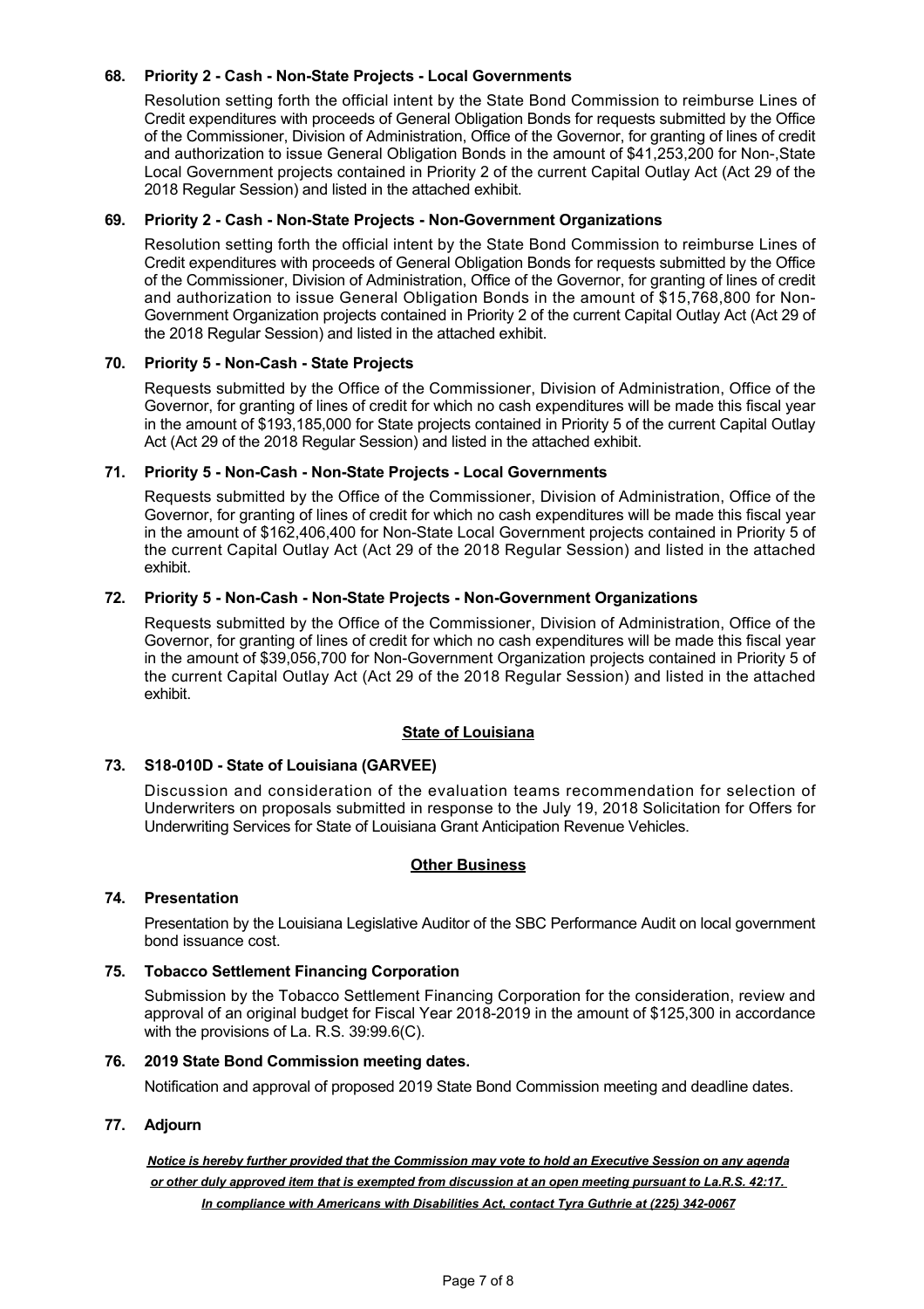**68. Priority 2 - Cash - Non-State Projects - Local Governments**

Resolution setting forth the official intent by the State Bond Commission to reimburse Lines of Credit expenditures with proceeds of General Obligation Bonds for requests submitted by the Office of the Commissioner, Division of Administration, Office of the Governor, for granting of lines of credit and authorization to issue General Obligation Bonds in the amount of $41,253,200 for Non-,State Local Government projects contained in Priority 2 of the current Capital Outlay Act (Act 29 of the 2018 Regular Session) and listed in the attached exhibit.

**69. Priority 2 - Cash - Non-State Projects - Non-Government Organizations**

Resolution setting forth the official intent by the State Bond Commission to reimburse Lines of Credit expenditures with proceeds of General Obligation Bonds for requests submitted by the Office of the Commissioner, Division of Administration, Office of the Governor, for granting of lines of credit and authorization to issue General Obligation Bonds in the amount of $15,768,800 for Non-Government Organization projects contained in Priority 2 of the current Capital Outlay Act (Act 29 of the 2018 Regular Session) and listed in the attached exhibit.

**70. Priority 5 - Non-Cash - State Projects**

Requests submitted by the Office of the Commissioner, Division of Administration, Office of the Governor, for granting of lines of credit for which no cash expenditures will be made this fiscal year in the amount of $193,185,000 for State projects contained in Priority 5 of the current Capital Outlay Act (Act 29 of the 2018 Regular Session) and listed in the attached exhibit.

**71. Priority 5 - Non-Cash - Non-State Projects - Local Governments**

Requests submitted by the Office of the Commissioner, Division of Administration, Office of the Governor, for granting of lines of credit for which no cash expenditures will be made this fiscal year in the amount of $162,406,400 for Non-State Local Government projects contained in Priority 5 of the current Capital Outlay Act (Act 29 of the 2018 Regular Session) and listed in the attached exhibit.

**72. Priority 5 - Non-Cash - Non-State Projects - Non-Government Organizations**

Requests submitted by the Office of the Commissioner, Division of Administration, Office of the Governor, for granting of lines of credit for which no cash expenditures will be made this fiscal year in the amount of $39,056,700 for Non-Government Organization projects contained in Priority 5 of the current Capital Outlay Act (Act 29 of the 2018 Regular Session) and listed in the attached exhibit.

## State of Louisiana

**73. S18-010D - State of Louisiana (GARVEE)**

Discussion and consideration of the evaluation teams recommendation for selection of Underwriters on proposals submitted in response to the July 19, 2018 Solicitation for Offers for Underwriting Services for State of Louisiana Grant Anticipation Revenue Vehicles.

## Other Business

**74. Presentation**

Presentation by the Louisiana Legislative Auditor of the SBC Performance Audit on local government bond issuance cost.

**75. Tobacco Settlement Financing Corporation**

Submission by the Tobacco Settlement Financing Corporation for the consideration, review and approval of an original budget for Fiscal Year 2018-2019 in the amount of $125,300 in accordance with the provisions of La. R.S. 39:99.6(C).

**76. 2019 State Bond Commission meeting dates.**

Notification and approval of proposed 2019 State Bond Commission meeting and deadline dates.

**77. Adjourn**

***Notice is hereby further provided that the Commission may vote to hold an Executive Session on any agenda or other duly approved item that is exempted from discussion at an open meeting pursuant to La.R.S. 42:17.***

***In compliance with Americans with Disabilities Act, contact Tyra Guthrie at (225) 342-0067***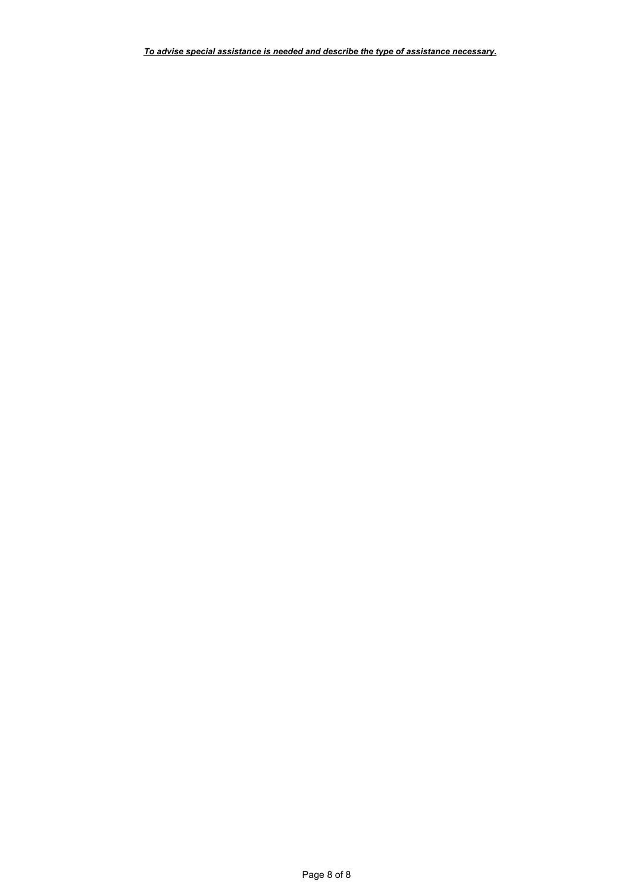***To advise special assistance is needed and describe the type of assistance necessary.***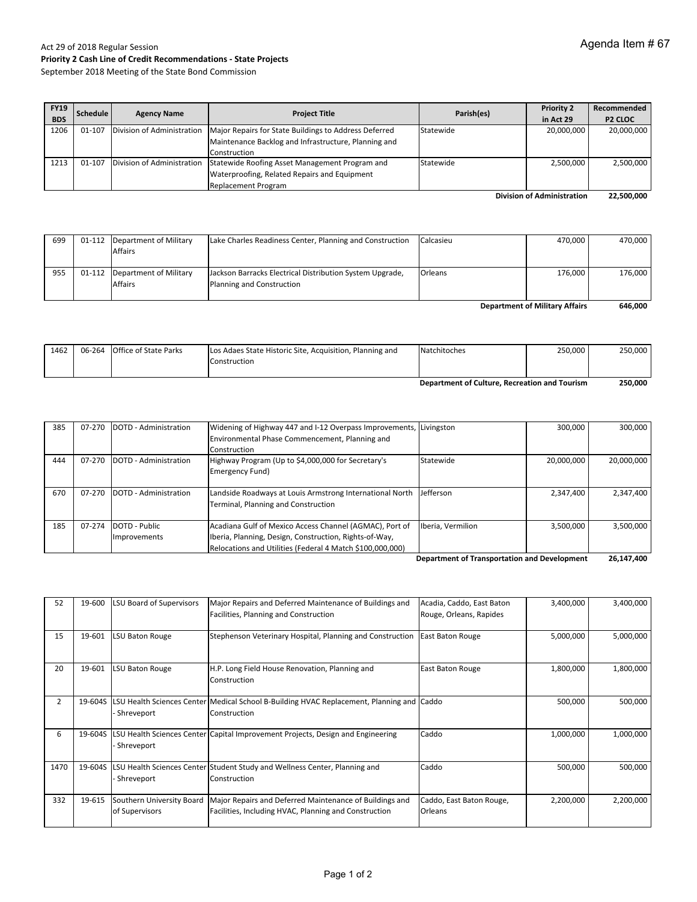Agenda Item # 67

Act 29 of 2018 Regular Session
**Priority 2 Cash Line of Credit Recommendations - State Projects**
September 2018 Meeting of the State Bond Commission

| FY19 BDS | Schedule | Agency Name | Project Title | Parish(es) | Priority 2 in Act 29 | Recommended P2 CLOC |
|---|---|---|---|---|---|---|
| 1206 | 01-107 | Division of Administration | Major Repairs for State Buildings to Address Deferred Maintenance Backlog and Infrastructure, Planning and Construction | Statewide | 20,000,000 | 20,000,000 |
| 1213 | 01-107 | Division of Administration | Statewide Roofing Asset Management Program and Waterproofing, Related Repairs and Equipment Replacement Program | Statewide | 2,500,000 | 2,500,000 |
| | | | | | **Division of Administration** | **22,500,000** |
| 699 | 01-112 | Department of Military Affairs | Lake Charles Readiness Center, Planning and Construction | Calcasieu | 470,000 | 470,000 |
| 955 | 01-112 | Department of Military Affairs | Jackson Barracks Electrical Distribution System Upgrade, Planning and Construction | Orleans | 176,000 | 176,000 |
| | | | | | **Department of Military Affairs** | **646,000** |
| 1462 | 06-264 | Office of State Parks | Los Adaes State Historic Site, Acquisition, Planning and Construction | Natchitoches | 250,000 | 250,000 |
| | | | | | **Department of Culture, Recreation and Tourism** | **250,000** |
| 385 | 07-270 | DOTD - Administration | Widening of Highway 447 and I-12 Overpass Improvements, Environmental Phase Commencement, Planning and Construction | Livingston | 300,000 | 300,000 |
| 444 | 07-270 | DOTD - Administration | Highway Program (Up to $4,000,000 for Secretary's Emergency Fund) | Statewide | 20,000,000 | 20,000,000 |
| 670 | 07-270 | DOTD - Administration | Landside Roadways at Louis Armstrong International North Terminal, Planning and Construction | Jefferson | 2,347,400 | 2,347,400 |
| 185 | 07-274 | DOTD - Public Improvements | Acadiana Gulf of Mexico Access Channel (AGMAC), Port of Iberia, Planning, Design, Construction, Rights-of-Way, Relocations and Utilities (Federal 4 Match $100,000,000) | Iberia, Vermilion | 3,500,000 | 3,500,000 |
| | | | | | **Department of Transportation and Development** | **26,147,400** |
| 52 | 19-600 | LSU Board of Supervisors | Major Repairs and Deferred Maintenance of Buildings and Facilities, Planning and Construction | Acadia, Caddo, East Baton Rouge, Orleans, Rapides | 3,400,000 | 3,400,000 |
| 15 | 19-601 | LSU Baton Rouge | Stephenson Veterinary Hospital, Planning and Construction | East Baton Rouge | 5,000,000 | 5,000,000 |
| 20 | 19-601 | LSU Baton Rouge | H.P. Long Field House Renovation, Planning and Construction | East Baton Rouge | 1,800,000 | 1,800,000 |
| 2 | 19-604S | LSU Health Sciences Center - Shreveport | Medical School B-Building HVAC Replacement, Planning and Construction | Caddo | 500,000 | 500,000 |
| 6 | 19-604S | LSU Health Sciences Center - Shreveport | Capital Improvement Projects, Design and Engineering | Caddo | 1,000,000 | 1,000,000 |
| 1470 | 19-604S | LSU Health Sciences Center - Shreveport | Student Study and Wellness Center, Planning and Construction | Caddo | 500,000 | 500,000 |
| 332 | 19-615 | Southern University Board of Supervisors | Major Repairs and Deferred Maintenance of Buildings and Facilities, Including HVAC, Planning and Construction | Caddo, East Baton Rouge, Orleans | 2,200,000 | 2,200,000 |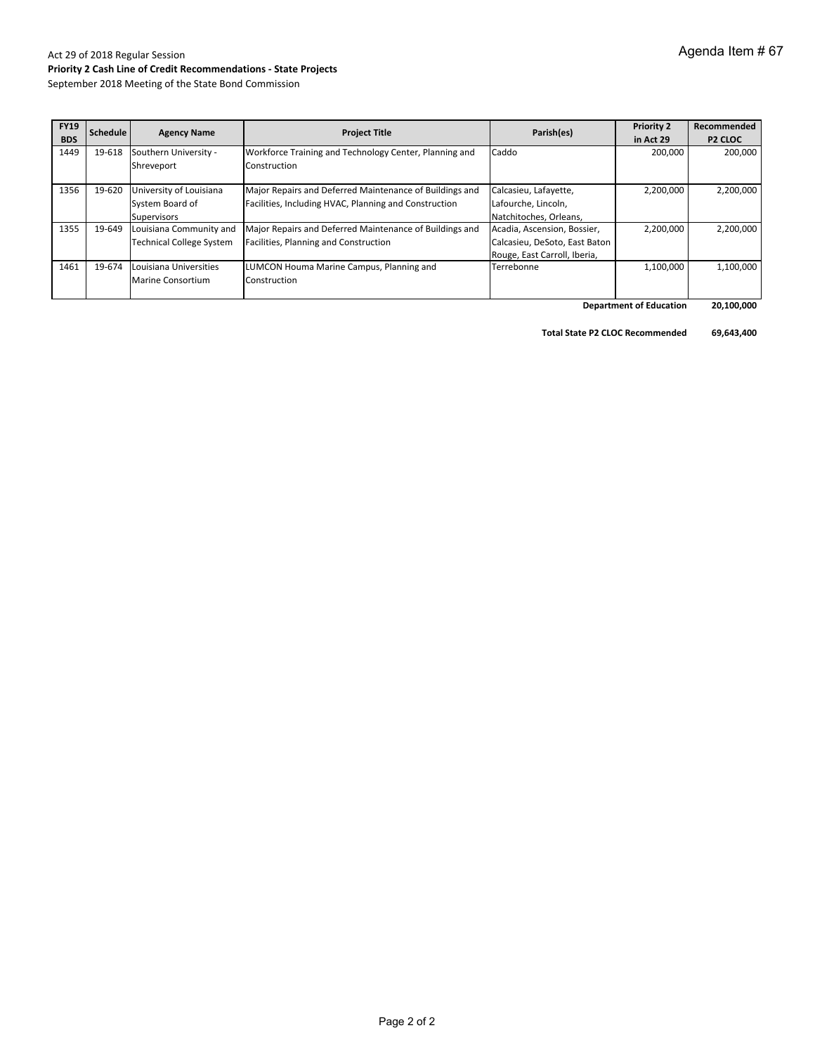Act 29 of 2018 Regular Session

**Priority 2 Cash Line of Credit Recommendations - State Projects**

September 2018 Meeting of the State Bond Commission

Agenda Item # 67

| FY19 BDS | Schedule | Agency Name | Project Title | Parish(es) | Priority 2 in Act 29 | Recommended P2 CLOC |
|---|---|---|---|---|---|---|
| 1449 | 19-618 | Southern University - Shreveport | Workforce Training and Technology Center, Planning and Construction | Caddo | 200,000 | 200,000 |
| 1356 | 19-620 | University of Louisiana System Board of Supervisors | Major Repairs and Deferred Maintenance of Buildings and Facilities, Including HVAC, Planning and Construction | Calcasieu, Lafayette, Lafourche, Lincoln, Natchitoches, Orleans, | 2,200,000 | 2,200,000 |
| 1355 | 19-649 | Louisiana Community and Technical College System | Major Repairs and Deferred Maintenance of Buildings and Facilities, Planning and Construction | Acadia, Ascension, Bossier, Calcasieu, DeSoto, East Baton Rouge, East Carroll, Iberia, | 2,200,000 | 2,200,000 |
| 1461 | 19-674 | Louisiana Universities Marine Consortium | LUMCON Houma Marine Campus, Planning and Construction | Terrebonne | 1,100,000 | 1,100,000 |
| | | | | | **Department of Education** | **20,100,000** |

**Total State P2 CLOC Recommended** **69,643,400**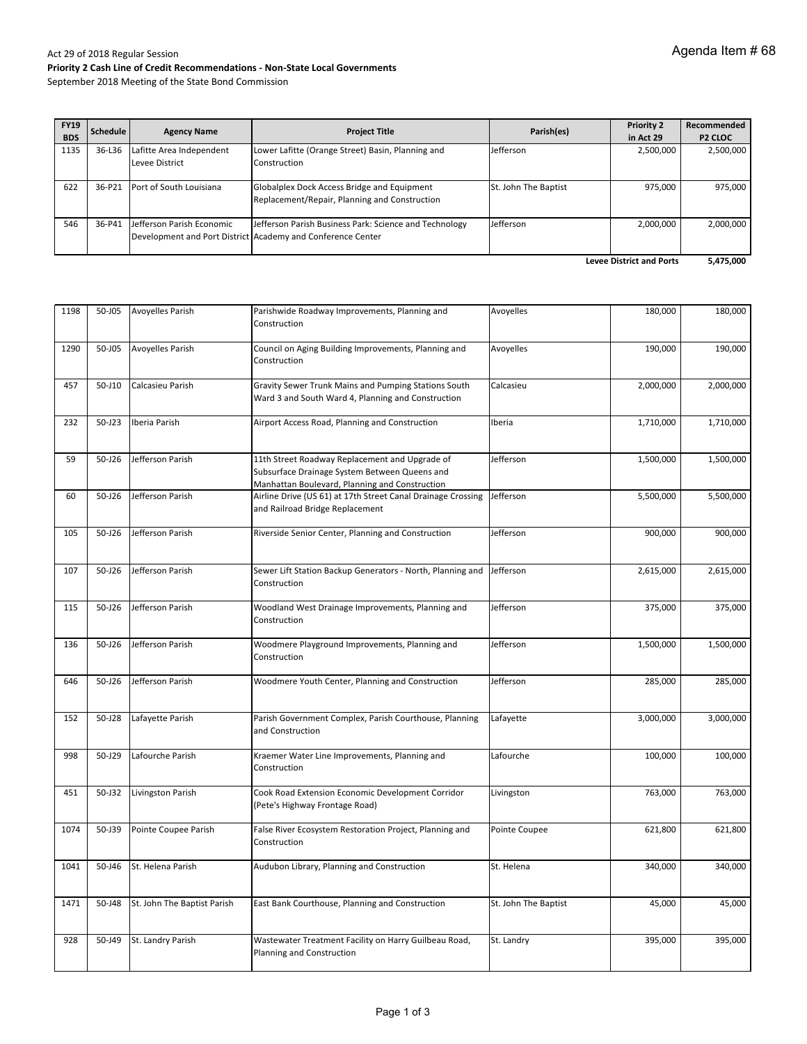Agenda Item # 68

Act 29 of 2018 Regular Session

**Priority 2 Cash Line of Credit Recommendations - Non-State Local Governments**

September 2018 Meeting of the State Bond Commission

| FY19 BDS | Schedule | Agency Name | Project Title | Parish(es) | Priority 2 in Act 29 | Recommended P2 CLOC |
|---|---|---|---|---|---|---|
| 1135 | 36-L36 | Lafitte Area Independent Levee District | Lower Lafitte (Orange Street) Basin, Planning and Construction | Jefferson | 2,500,000 | 2,500,000 |
| 622 | 36-P21 | Port of South Louisiana | Globalplex Dock Access Bridge and Equipment Replacement/Repair, Planning and Construction | St. John The Baptist | 975,000 | 975,000 |
| 546 | 36-P41 | Jefferson Parish Economic Development and Port District | Jefferson Parish Business Park: Science and Technology Academy and Conference Center | Jefferson | 2,000,000 | 2,000,000 |
| | | | | | **Levee District and Ports** | **5,475,000** |

| FY19 BDS | Schedule | Agency Name | Project Title | Parish(es) | Priority 2 in Act 29 | Recommended P2 CLOC |
|---|---|---|---|---|---|---|
| 1198 | 50-J05 | Avoyelles Parish | Parishwide Roadway Improvements, Planning and Construction | Avoyelles | 180,000 | 180,000 |
| 1290 | 50-J05 | Avoyelles Parish | Council on Aging Building Improvements, Planning and Construction | Avoyelles | 190,000 | 190,000 |
| 457 | 50-J10 | Calcasieu Parish | Gravity Sewer Trunk Mains and Pumping Stations South Ward 3 and South Ward 4, Planning and Construction | Calcasieu | 2,000,000 | 2,000,000 |
| 232 | 50-J23 | Iberia Parish | Airport Access Road, Planning and Construction | Iberia | 1,710,000 | 1,710,000 |
| 59 | 50-J26 | Jefferson Parish | 11th Street Roadway Replacement and Upgrade of Subsurface Drainage System Between Queens and Manhattan Boulevard, Planning and Construction | Jefferson | 1,500,000 | 1,500,000 |
| 60 | 50-J26 | Jefferson Parish | Airline Drive (US 61) at 17th Street Canal Drainage Crossing and Railroad Bridge Replacement | Jefferson | 5,500,000 | 5,500,000 |
| 105 | 50-J26 | Jefferson Parish | Riverside Senior Center, Planning and Construction | Jefferson | 900,000 | 900,000 |
| 107 | 50-J26 | Jefferson Parish | Sewer Lift Station Backup Generators - North, Planning and Construction | Jefferson | 2,615,000 | 2,615,000 |
| 115 | 50-J26 | Jefferson Parish | Woodland West Drainage Improvements, Planning and Construction | Jefferson | 375,000 | 375,000 |
| 136 | 50-J26 | Jefferson Parish | Woodmere Playground Improvements, Planning and Construction | Jefferson | 1,500,000 | 1,500,000 |
| 646 | 50-J26 | Jefferson Parish | Woodmere Youth Center, Planning and Construction | Jefferson | 285,000 | 285,000 |
| 152 | 50-J28 | Lafayette Parish | Parish Government Complex, Parish Courthouse, Planning and Construction | Lafayette | 3,000,000 | 3,000,000 |
| 998 | 50-J29 | Lafourche Parish | Kraemer Water Line Improvements, Planning and Construction | Lafourche | 100,000 | 100,000 |
| 451 | 50-J32 | Livingston Parish | Cook Road Extension Economic Development Corridor (Pete's Highway Frontage Road) | Livingston | 763,000 | 763,000 |
| 1074 | 50-J39 | Pointe Coupee Parish | False River Ecosystem Restoration Project, Planning and Construction | Pointe Coupee | 621,800 | 621,800 |
| 1041 | 50-J46 | St. Helena Parish | Audubon Library, Planning and Construction | St. Helena | 340,000 | 340,000 |
| 1471 | 50-J48 | St. John The Baptist Parish | East Bank Courthouse, Planning and Construction | St. John The Baptist | 45,000 | 45,000 |
| 928 | 50-J49 | St. Landry Parish | Wastewater Treatment Facility on Harry Guilbeau Road, Planning and Construction | St. Landry | 395,000 | 395,000 |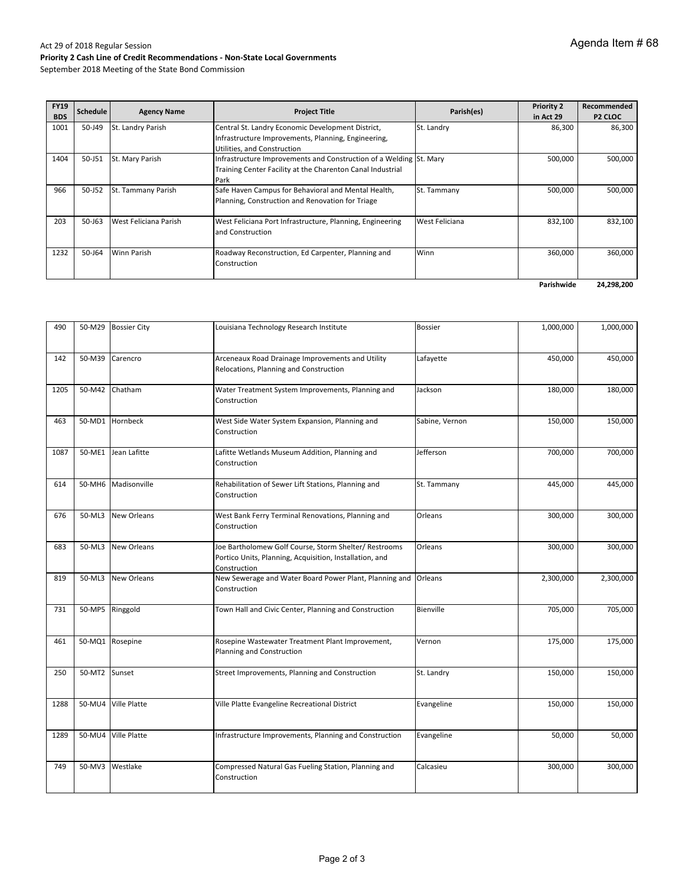Agenda Item # 68

Act 29 of 2018 Regular Session

**Priority 2 Cash Line of Credit Recommendations - Non-State Local Governments**

September 2018 Meeting of the State Bond Commission

| FY19 BDS | Schedule | Agency Name | Project Title | Parish(es) | Priority 2 in Act 29 | Recommended P2 CLOC |
|---|---|---|---|---|---|---|
| 1001 | 50-J49 | St. Landry Parish | Central St. Landry Economic Development District, Infrastructure Improvements, Planning, Engineering, Utilities, and Construction | St. Landry | 86,300 | 86,300 |
| 1404 | 50-J51 | St. Mary Parish | Infrastructure Improvements and Construction of a Welding Training Center Facility at the Charenton Canal Industrial Park | St. Mary | 500,000 | 500,000 |
| 966 | 50-J52 | St. Tammany Parish | Safe Haven Campus for Behavioral and Mental Health, Planning, Construction and Renovation for Triage | St. Tammany | 500,000 | 500,000 |
| 203 | 50-J63 | West Feliciana Parish | West Feliciana Port Infrastructure, Planning, Engineering and Construction | West Feliciana | 832,100 | 832,100 |
| 1232 | 50-J64 | Winn Parish | Roadway Reconstruction, Ed Carpenter, Planning and Construction | Winn | 360,000 | 360,000 |
| | | | | | Parishwide | 24,298,200 |

| FY19 BDS | Schedule | Agency Name | Project Title | Parish(es) | Priority 2 in Act 29 | Recommended P2 CLOC |
|---|---|---|---|---|---|---|
| 490 | 50-M29 | Bossier City | Louisiana Technology Research Institute | Bossier | 1,000,000 | 1,000,000 |
| 142 | 50-M39 | Carencro | Arceneaux Road Drainage Improvements and Utility Relocations, Planning and Construction | Lafayette | 450,000 | 450,000 |
| 1205 | 50-M42 | Chatham | Water Treatment System Improvements, Planning and Construction | Jackson | 180,000 | 180,000 |
| 463 | 50-MD1 | Hornbeck | West Side Water System Expansion, Planning and Construction | Sabine, Vernon | 150,000 | 150,000 |
| 1087 | 50-ME1 | Jean Lafitte | Lafitte Wetlands Museum Addition, Planning and Construction | Jefferson | 700,000 | 700,000 |
| 614 | 50-MH6 | Madisonville | Rehabilitation of Sewer Lift Stations, Planning and Construction | St. Tammany | 445,000 | 445,000 |
| 676 | 50-ML3 | New Orleans | West Bank Ferry Terminal Renovations, Planning and Construction | Orleans | 300,000 | 300,000 |
| 683 | 50-ML3 | New Orleans | Joe Bartholomew Golf Course, Storm Shelter/ Restrooms Portico Units, Planning, Acquisition, Installation, and Construction | Orleans | 300,000 | 300,000 |
| 819 | 50-ML3 | New Orleans | New Sewerage and Water Board Power Plant, Planning and Construction | Orleans | 2,300,000 | 2,300,000 |
| 731 | 50-MP5 | Ringgold | Town Hall and Civic Center, Planning and Construction | Bienville | 705,000 | 705,000 |
| 461 | 50-MQ1 | Rosepine | Rosepine Wastewater Treatment Plant Improvement, Planning and Construction | Vernon | 175,000 | 175,000 |
| 250 | 50-MT2 | Sunset | Street Improvements, Planning and Construction | St. Landry | 150,000 | 150,000 |
| 1288 | 50-MU4 | Ville Platte | Ville Platte Evangeline Recreational District | Evangeline | 150,000 | 150,000 |
| 1289 | 50-MU4 | Ville Platte | Infrastructure Improvements, Planning and Construction | Evangeline | 50,000 | 50,000 |
| 749 | 50-MV3 | Westlake | Compressed Natural Gas Fueling Station, Planning and Construction | Calcasieu | 300,000 | 300,000 |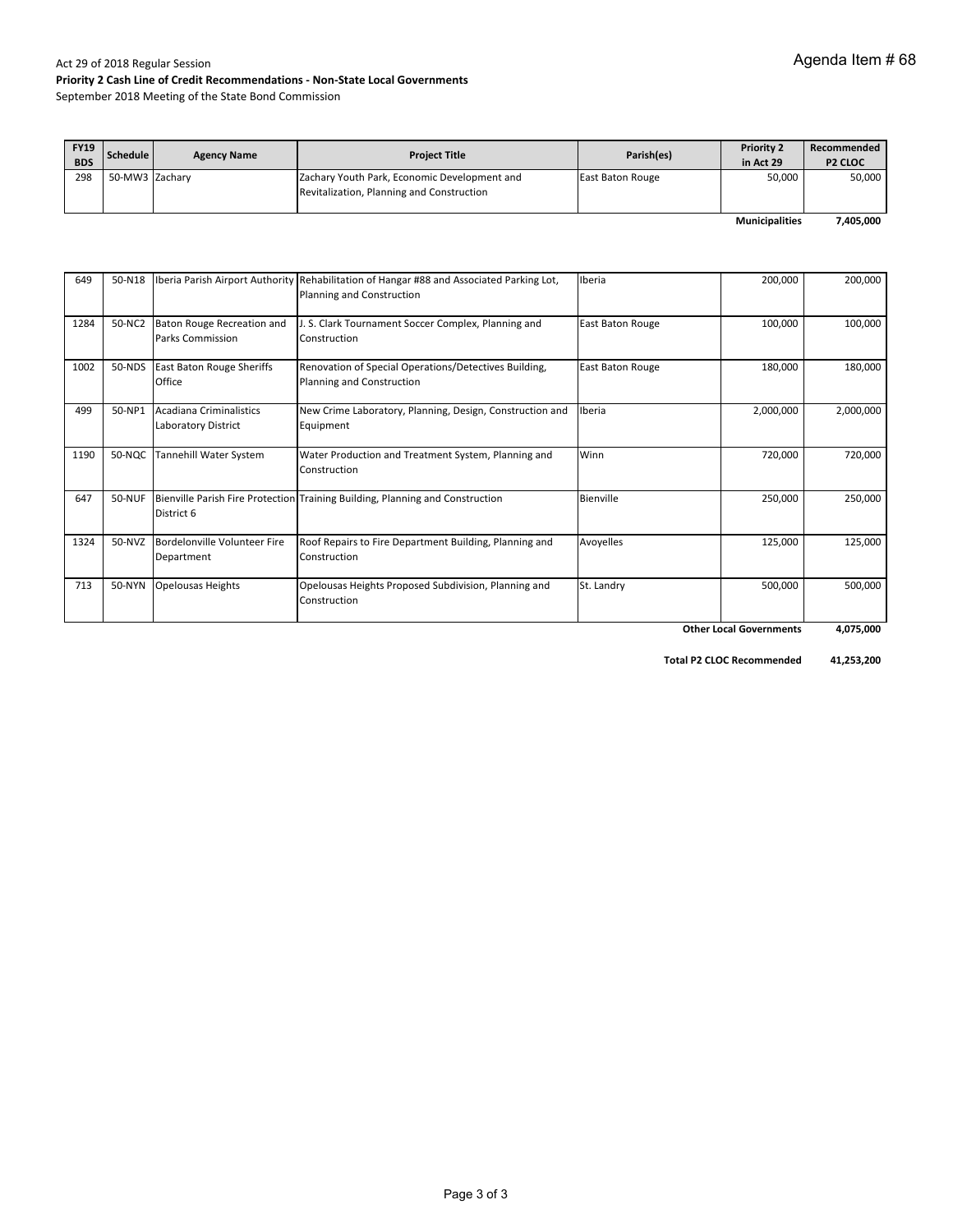Agenda Item # 68

Act 29 of 2018 Regular Session
**Priority 2 Cash Line of Credit Recommendations - Non-State Local Governments**
September 2018 Meeting of the State Bond Commission

| FY19 BDS | Schedule | Agency Name | Project Title | Parish(es) | Priority 2 in Act 29 | Recommended P2 CLOC |
|---|---|---|---|---|---|---|
| 298 | 50-MW3 | Zachary | Zachary Youth Park, Economic Development and Revitalization, Planning and Construction | East Baton Rouge | 50,000 | 50,000 |
| | | | | | **Municipalities** | **7,405,000** |

| FY19 BDS | Schedule | Agency Name | Project Title | Parish(es) | Priority 2 in Act 29 | Recommended P2 CLOC |
|---|---|---|---|---|---|---|
| 649 | 50-N18 | Iberia Parish Airport Authority | Rehabilitation of Hangar #88 and Associated Parking Lot, Planning and Construction | Iberia | 200,000 | 200,000 |
| 1284 | 50-NC2 | Baton Rouge Recreation and Parks Commission | J. S. Clark Tournament Soccer Complex, Planning and Construction | East Baton Rouge | 100,000 | 100,000 |
| 1002 | 50-NDS | East Baton Rouge Sheriffs Office | Renovation of Special Operations/Detectives Building, Planning and Construction | East Baton Rouge | 180,000 | 180,000 |
| 499 | 50-NP1 | Acadiana Criminalistics Laboratory District | New Crime Laboratory, Planning, Design, Construction and Equipment | Iberia | 2,000,000 | 2,000,000 |
| 1190 | 50-NQC | Tannehill Water System | Water Production and Treatment System, Planning and Construction | Winn | 720,000 | 720,000 |
| 647 | 50-NUF | Bienville Parish Fire Protection District 6 | Training Building, Planning and Construction | Bienville | 250,000 | 250,000 |
| 1324 | 50-NVZ | Bordelonville Volunteer Fire Department | Roof Repairs to Fire Department Building, Planning and Construction | Avoyelles | 125,000 | 125,000 |
| 713 | 50-NYN | Opelousas Heights | Opelousas Heights Proposed Subdivision, Planning and Construction | St. Landry | 500,000 | 500,000 |
| | | | | | **Other Local Governments** | **4,075,000** |
| | | | | | **Total P2 CLOC Recommended** | **41,253,200** |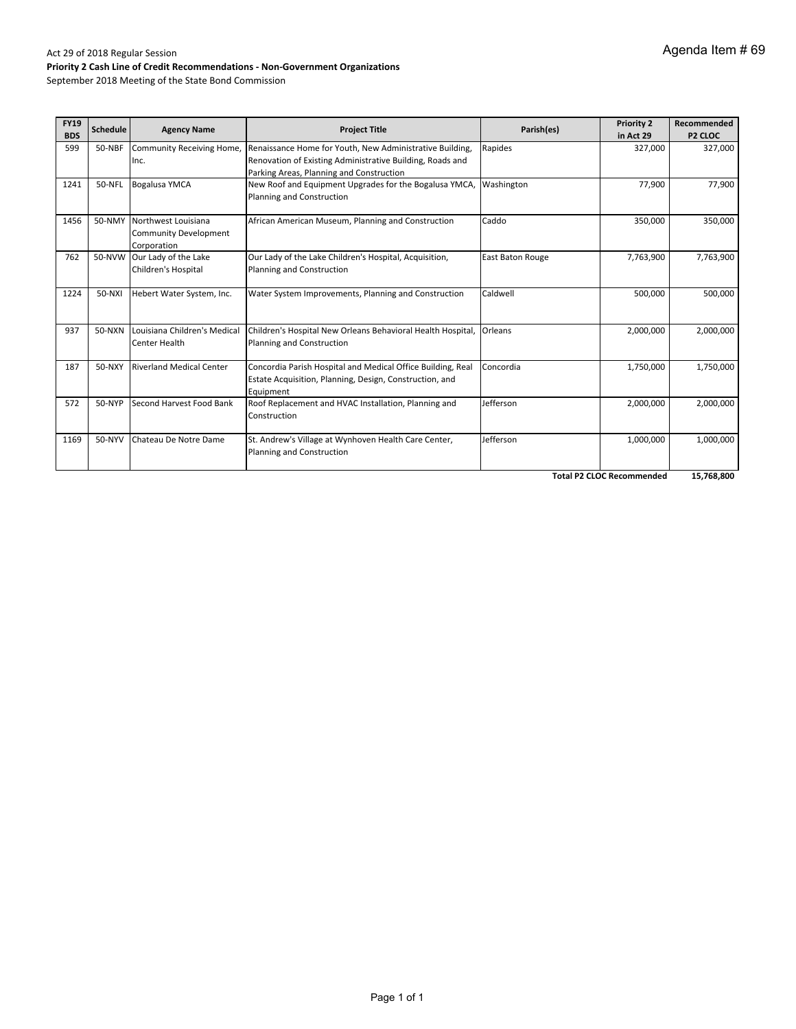Agenda Item # 69

Act 29 of 2018 Regular Session

**Priority 2 Cash Line of Credit Recommendations - Non-Government Organizations**

September 2018 Meeting of the State Bond Commission

| FY19 BDS | Schedule | Agency Name | Project Title | Parish(es) | Priority 2 in Act 29 | Recommended P2 CLOC |
|---|---|---|---|---|---|---|
| 599 | 50-NBF | Community Receiving Home, Inc. | Renaissance Home for Youth, New Administrative Building, Renovation of Existing Administrative Building, Roads and Parking Areas, Planning and Construction | Rapides | 327,000 | 327,000 |
| 1241 | 50-NFL | Bogalusa YMCA | New Roof and Equipment Upgrades for the Bogalusa YMCA, Planning and Construction | Washington | 77,900 | 77,900 |
| 1456 | 50-NMY | Northwest Louisiana Community Development Corporation | African American Museum, Planning and Construction | Caddo | 350,000 | 350,000 |
| 762 | 50-NVW | Our Lady of the Lake Children's Hospital | Our Lady of the Lake Children's Hospital, Acquisition, Planning and Construction | East Baton Rouge | 7,763,900 | 7,763,900 |
| 1224 | 50-NXI | Hebert Water System, Inc. | Water System Improvements, Planning and Construction | Caldwell | 500,000 | 500,000 |
| 937 | 50-NXN | Louisiana Children's Medical Center Health | Children's Hospital New Orleans Behavioral Health Hospital, Planning and Construction | Orleans | 2,000,000 | 2,000,000 |
| 187 | 50-NXY | Riverland Medical Center | Concordia Parish Hospital and Medical Office Building, Real Estate Acquisition, Planning, Design, Construction, and Equipment | Concordia | 1,750,000 | 1,750,000 |
| 572 | 50-NYP | Second Harvest Food Bank | Roof Replacement and HVAC Installation, Planning and Construction | Jefferson | 2,000,000 | 2,000,000 |
| 1169 | 50-NYV | Chateau De Notre Dame | St. Andrew's Village at Wynhoven Health Care Center, Planning and Construction | Jefferson | 1,000,000 | 1,000,000 |
| | | | | | **Total P2 CLOC Recommended** | **15,768,800** |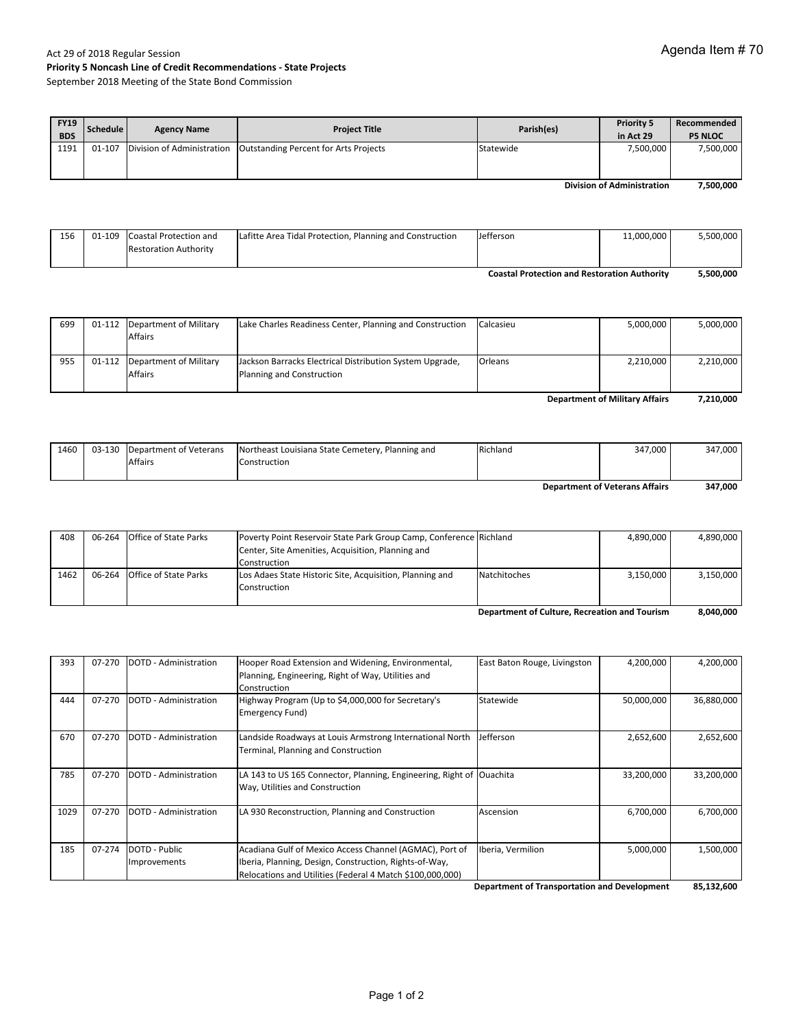Agenda Item # 70

Act 29 of 2018 Regular Session
**Priority 5 Noncash Line of Credit Recommendations - State Projects**
September 2018 Meeting of the State Bond Commission

| FY19 BDS | Schedule | Agency Name | Project Title | Parish(es) | Priority 5 in Act 29 | Recommended P5 NLOC |
|---|---|---|---|---|---|---|
| 1191 | 01-107 | Division of Administration | Outstanding Percent for Arts Projects | Statewide | 7,500,000 | 7,500,000 |
| | | | | | **Division of Administration** | **7,500,000** |
| 156 | 01-109 | Coastal Protection and Restoration Authority | Lafitte Area Tidal Protection, Planning and Construction | Jefferson | 11,000,000 | 5,500,000 |
| | | | | | **Coastal Protection and Restoration Authority** | **5,500,000** |
| 699 | 01-112 | Department of Military Affairs | Lake Charles Readiness Center, Planning and Construction | Calcasieu | 5,000,000 | 5,000,000 |
| 955 | 01-112 | Department of Military Affairs | Jackson Barracks Electrical Distribution System Upgrade, Planning and Construction | Orleans | 2,210,000 | 2,210,000 |
| | | | | | **Department of Military Affairs** | **7,210,000** |
| 1460 | 03-130 | Department of Veterans Affairs | Northeast Louisiana State Cemetery, Planning and Construction | Richland | 347,000 | 347,000 |
| | | | | | **Department of Veterans Affairs** | **347,000** |
| 408 | 06-264 | Office of State Parks | Poverty Point Reservoir State Park Group Camp, Conference Center, Site Amenities, Acquisition, Planning and Construction | Richland | 4,890,000 | 4,890,000 |
| 1462 | 06-264 | Office of State Parks | Los Adaes State Historic Site, Acquisition, Planning and Construction | Natchitoches | 3,150,000 | 3,150,000 |
| | | | | | **Department of Culture, Recreation and Tourism** | **8,040,000** |
| 393 | 07-270 | DOTD - Administration | Hooper Road Extension and Widening, Environmental, Planning, Engineering, Right of Way, Utilities and Construction | East Baton Rouge, Livingston | 4,200,000 | 4,200,000 |
| 444 | 07-270 | DOTD - Administration | Highway Program (Up to $4,000,000 for Secretary's Emergency Fund) | Statewide | 50,000,000 | 36,880,000 |
| 670 | 07-270 | DOTD - Administration | Landside Roadways at Louis Armstrong International North Terminal, Planning and Construction | Jefferson | 2,652,600 | 2,652,600 |
| 785 | 07-270 | DOTD - Administration | LA 143 to US 165 Connector, Planning, Engineering, Right of Way, Utilities and Construction | Ouachita | 33,200,000 | 33,200,000 |
| 1029 | 07-270 | DOTD - Administration | LA 930 Reconstruction, Planning and Construction | Ascension | 6,700,000 | 6,700,000 |
| 185 | 07-274 | DOTD - Public Improvements | Acadiana Gulf of Mexico Access Channel (AGMAC), Port of Iberia, Planning, Design, Construction, Rights-of-Way, Relocations and Utilities (Federal 4 Match $100,000,000) | Iberia, Vermilion | 5,000,000 | 1,500,000 |
| | | | | | **Department of Transportation and Development** | **85,132,600** |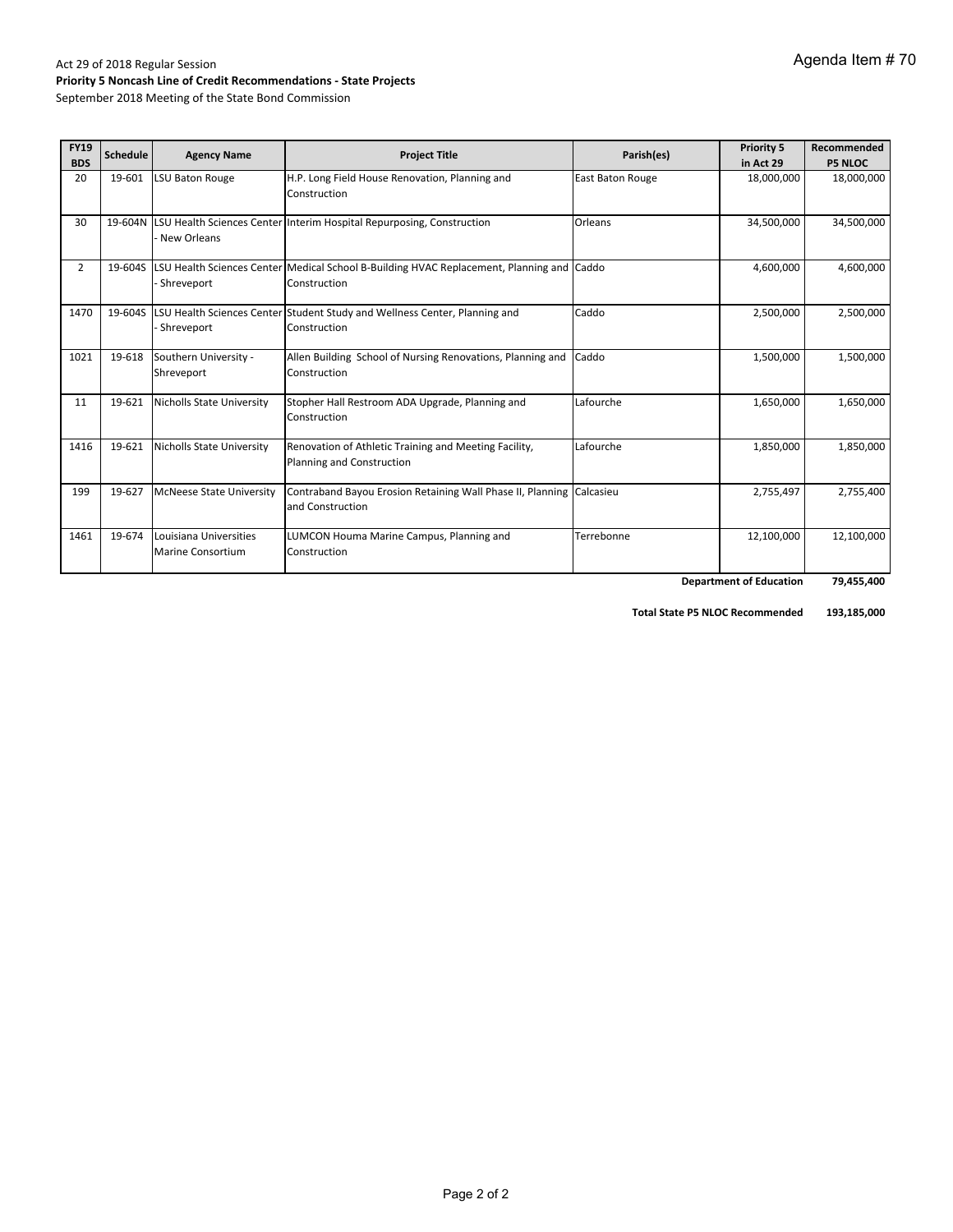Agenda Item # 70

Act 29 of 2018 Regular Session
**Priority 5 Noncash Line of Credit Recommendations - State Projects**
September 2018 Meeting of the State Bond Commission

| FY19 BDS | Schedule | Agency Name | Project Title | Parish(es) | Priority 5 in Act 29 | Recommended P5 NLOC |
|---|---|---|---|---|---|---|
| 20 | 19-601 | LSU Baton Rouge | H.P. Long Field House Renovation, Planning and Construction | East Baton Rouge | 18,000,000 | 18,000,000 |
| 30 | 19-604N | LSU Health Sciences Center - New Orleans | Interim Hospital Repurposing, Construction | Orleans | 34,500,000 | 34,500,000 |
| 2 | 19-604S | LSU Health Sciences Center - Shreveport | Medical School B-Building HVAC Replacement, Planning and Construction | Caddo | 4,600,000 | 4,600,000 |
| 1470 | 19-604S | LSU Health Sciences Center - Shreveport | Student Study and Wellness Center, Planning and Construction | Caddo | 2,500,000 | 2,500,000 |
| 1021 | 19-618 | Southern University - Shreveport | Allen Building School of Nursing Renovations, Planning and Construction | Caddo | 1,500,000 | 1,500,000 |
| 11 | 19-621 | Nicholls State University | Stopher Hall Restroom ADA Upgrade, Planning and Construction | Lafourche | 1,650,000 | 1,650,000 |
| 1416 | 19-621 | Nicholls State University | Renovation of Athletic Training and Meeting Facility, Planning and Construction | Lafourche | 1,850,000 | 1,850,000 |
| 199 | 19-627 | McNeese State University | Contraband Bayou Erosion Retaining Wall Phase II, Planning and Construction | Calcasieu | 2,755,497 | 2,755,400 |
| 1461 | 19-674 | Louisiana Universities Marine Consortium | LUMCON Houma Marine Campus, Planning and Construction | Terrebonne | 12,100,000 | 12,100,000 |
| | | | | | **Department of Education** | **79,455,400** |

**Total State P5 NLOC Recommended** **193,185,000**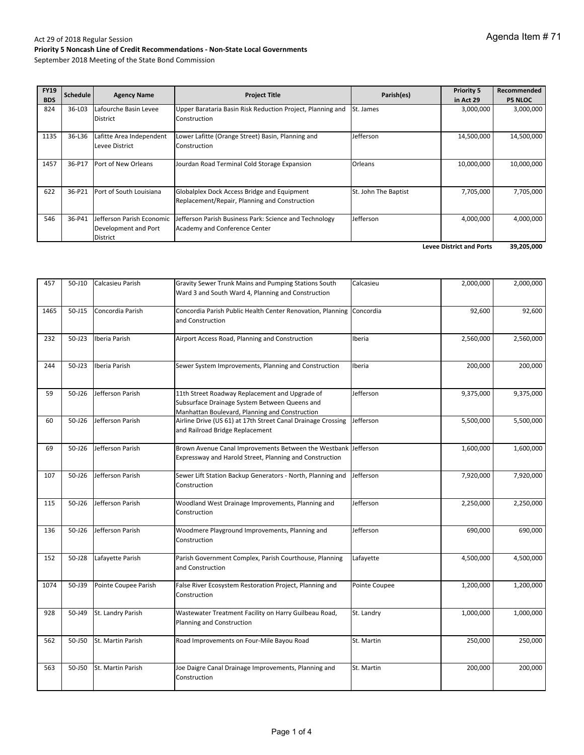Agenda Item # 71

Act 29 of 2018 Regular Session

**Priority 5 Noncash Line of Credit Recommendations - Non-State Local Governments**

September 2018 Meeting of the State Bond Commission

| FY19 BDS | Schedule | Agency Name | Project Title | Parish(es) | Priority 5 in Act 29 | Recommended P5 NLOC |
|---|---|---|---|---|---|---|
| 824 | 36-L03 | Lafourche Basin Levee District | Upper Barataria Basin Risk Reduction Project, Planning and Construction | St. James | 3,000,000 | 3,000,000 |
| 1135 | 36-L36 | Lafitte Area Independent Levee District | Lower Lafitte (Orange Street) Basin, Planning and Construction | Jefferson | 14,500,000 | 14,500,000 |
| 1457 | 36-P17 | Port of New Orleans | Jourdan Road Terminal Cold Storage Expansion | Orleans | 10,000,000 | 10,000,000 |
| 622 | 36-P21 | Port of South Louisiana | Globalplex Dock Access Bridge and Equipment Replacement/Repair, Planning and Construction | St. John The Baptist | 7,705,000 | 7,705,000 |
| 546 | 36-P41 | Jefferson Parish Economic Development and Port District | Jefferson Parish Business Park: Science and Technology Academy and Conference Center | Jefferson | 4,000,000 | 4,000,000 |
| | | | | | **Levee District and Ports** | **39,205,000** |

| FY19 BDS | Schedule | Agency Name | Project Title | Parish(es) | Priority 5 in Act 29 | Recommended P5 NLOC |
|---|---|---|---|---|---|---|
| 457 | 50-J10 | Calcasieu Parish | Gravity Sewer Trunk Mains and Pumping Stations South Ward 3 and South Ward 4, Planning and Construction | Calcasieu | 2,000,000 | 2,000,000 |
| 1465 | 50-J15 | Concordia Parish | Concordia Parish Public Health Center Renovation, Planning and Construction | Concordia | 92,600 | 92,600 |
| 232 | 50-J23 | Iberia Parish | Airport Access Road, Planning and Construction | Iberia | 2,560,000 | 2,560,000 |
| 244 | 50-J23 | Iberia Parish | Sewer System Improvements, Planning and Construction | Iberia | 200,000 | 200,000 |
| 59 | 50-J26 | Jefferson Parish | 11th Street Roadway Replacement and Upgrade of Subsurface Drainage System Between Queens and Manhattan Boulevard, Planning and Construction | Jefferson | 9,375,000 | 9,375,000 |
| 60 | 50-J26 | Jefferson Parish | Airline Drive (US 61) at 17th Street Canal Drainage Crossing and Railroad Bridge Replacement | Jefferson | 5,500,000 | 5,500,000 |
| 69 | 50-J26 | Jefferson Parish | Brown Avenue Canal Improvements Between the Westbank Expressway and Harold Street, Planning and Construction | Jefferson | 1,600,000 | 1,600,000 |
| 107 | 50-J26 | Jefferson Parish | Sewer Lift Station Backup Generators - North, Planning and Construction | Jefferson | 7,920,000 | 7,920,000 |
| 115 | 50-J26 | Jefferson Parish | Woodland West Drainage Improvements, Planning and Construction | Jefferson | 2,250,000 | 2,250,000 |
| 136 | 50-J26 | Jefferson Parish | Woodmere Playground Improvements, Planning and Construction | Jefferson | 690,000 | 690,000 |
| 152 | 50-J28 | Lafayette Parish | Parish Government Complex, Parish Courthouse, Planning and Construction | Lafayette | 4,500,000 | 4,500,000 |
| 1074 | 50-J39 | Pointe Coupee Parish | False River Ecosystem Restoration Project, Planning and Construction | Pointe Coupee | 1,200,000 | 1,200,000 |
| 928 | 50-J49 | St. Landry Parish | Wastewater Treatment Facility on Harry Guilbeau Road, Planning and Construction | St. Landry | 1,000,000 | 1,000,000 |
| 562 | 50-J50 | St. Martin Parish | Road Improvements on Four-Mile Bayou Road | St. Martin | 250,000 | 250,000 |
| 563 | 50-J50 | St. Martin Parish | Joe Daigre Canal Drainage Improvements, Planning and Construction | St. Martin | 200,000 | 200,000 |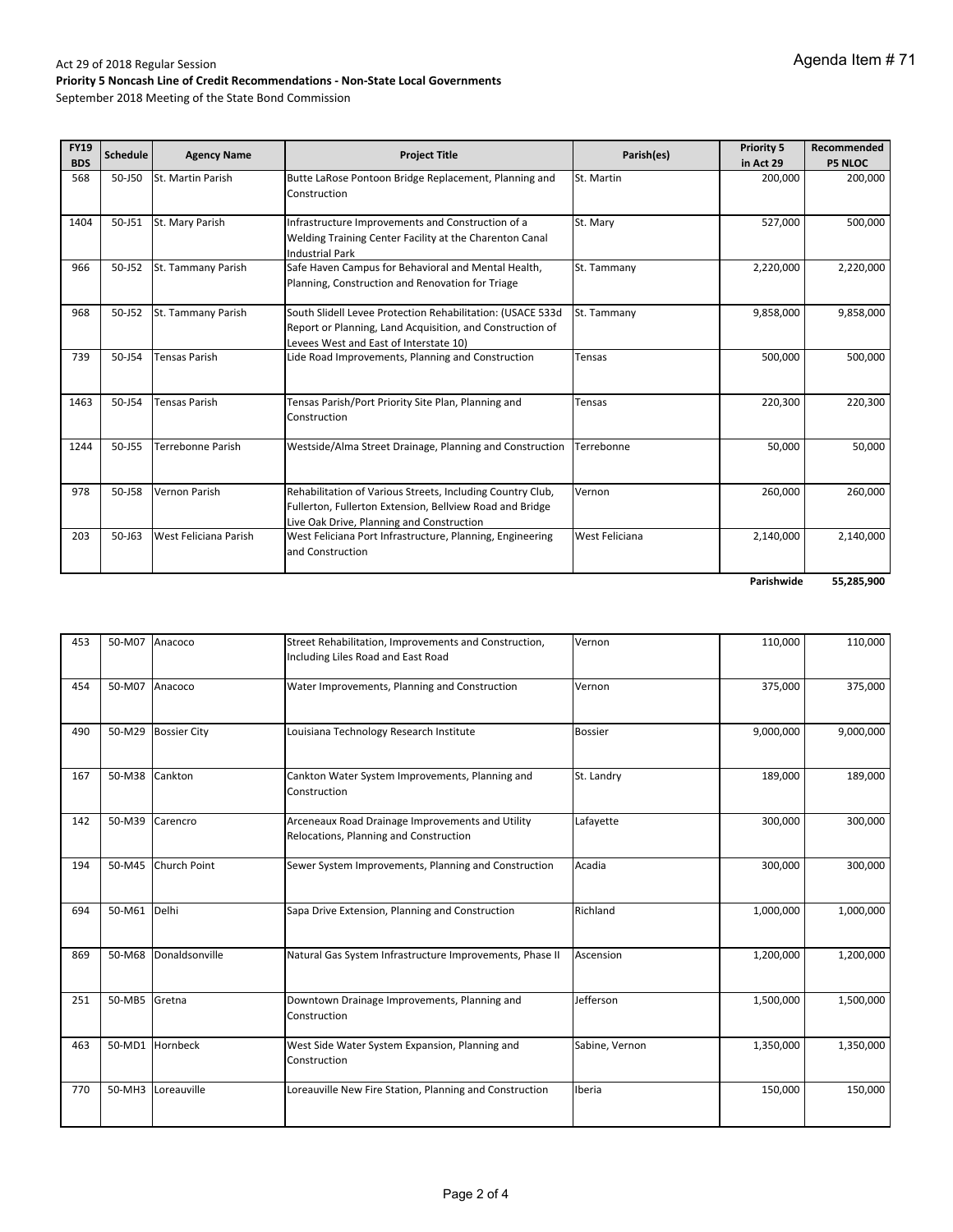Agenda Item # 71

Act 29 of 2018 Regular Session
**Priority 5 Noncash Line of Credit Recommendations - Non-State Local Governments**
September 2018 Meeting of the State Bond Commission

| FY19 BDS | Schedule | Agency Name | Project Title | Parish(es) | Priority 5 in Act 29 | Recommended P5 NLOC |
|---|---|---|---|---|---|---|
| 568 | 50-J50 | St. Martin Parish | Butte LaRose Pontoon Bridge Replacement, Planning and Construction | St. Martin | 200,000 | 200,000 |
| 1404 | 50-J51 | St. Mary Parish | Infrastructure Improvements and Construction of a Welding Training Center Facility at the Charenton Canal Industrial Park | St. Mary | 527,000 | 500,000 |
| 966 | 50-J52 | St. Tammany Parish | Safe Haven Campus for Behavioral and Mental Health, Planning, Construction and Renovation for Triage | St. Tammany | 2,220,000 | 2,220,000 |
| 968 | 50-J52 | St. Tammany Parish | South Slidell Levee Protection Rehabilitation: (USACE 533d Report or Planning, Land Acquisition, and Construction of Levees West and East of Interstate 10) | St. Tammany | 9,858,000 | 9,858,000 |
| 739 | 50-J54 | Tensas Parish | Lide Road Improvements, Planning and Construction | Tensas | 500,000 | 500,000 |
| 1463 | 50-J54 | Tensas Parish | Tensas Parish/Port Priority Site Plan, Planning and Construction | Tensas | 220,300 | 220,300 |
| 1244 | 50-J55 | Terrebonne Parish | Westside/Alma Street Drainage, Planning and Construction | Terrebonne | 50,000 | 50,000 |
| 978 | 50-J58 | Vernon Parish | Rehabilitation of Various Streets, Including Country Club, Fullerton, Fullerton Extension, Bellview Road and Bridge Live Oak Drive, Planning and Construction | Vernon | 260,000 | 260,000 |
| 203 | 50-J63 | West Feliciana Parish | West Feliciana Port Infrastructure, Planning, Engineering and Construction | West Feliciana | 2,140,000 | 2,140,000 |
| | | | | | **Parishwide** | **55,285,900** |

| FY19 BDS | Schedule | Agency Name | Project Title | Parish(es) | Priority 5 in Act 29 | Recommended P5 NLOC |
|---|---|---|---|---|---|---|
| 453 | 50-M07 | Anacoco | Street Rehabilitation, Improvements and Construction, Including Liles Road and East Road | Vernon | 110,000 | 110,000 |
| 454 | 50-M07 | Anacoco | Water Improvements, Planning and Construction | Vernon | 375,000 | 375,000 |
| 490 | 50-M29 | Bossier City | Louisiana Technology Research Institute | Bossier | 9,000,000 | 9,000,000 |
| 167 | 50-M38 | Cankton | Cankton Water System Improvements, Planning and Construction | St. Landry | 189,000 | 189,000 |
| 142 | 50-M39 | Carencro | Arceneaux Road Drainage Improvements and Utility Relocations, Planning and Construction | Lafayette | 300,000 | 300,000 |
| 194 | 50-M45 | Church Point | Sewer System Improvements, Planning and Construction | Acadia | 300,000 | 300,000 |
| 694 | 50-M61 | Delhi | Sapa Drive Extension, Planning and Construction | Richland | 1,000,000 | 1,000,000 |
| 869 | 50-M68 | Donaldsonville | Natural Gas System Infrastructure Improvements, Phase II | Ascension | 1,200,000 | 1,200,000 |
| 251 | 50-MB5 | Gretna | Downtown Drainage Improvements, Planning and Construction | Jefferson | 1,500,000 | 1,500,000 |
| 463 | 50-MD1 | Hornbeck | West Side Water System Expansion, Planning and Construction | Sabine, Vernon | 1,350,000 | 1,350,000 |
| 770 | 50-MH3 | Loreauville | Loreauville New Fire Station, Planning and Construction | Iberia | 150,000 | 150,000 |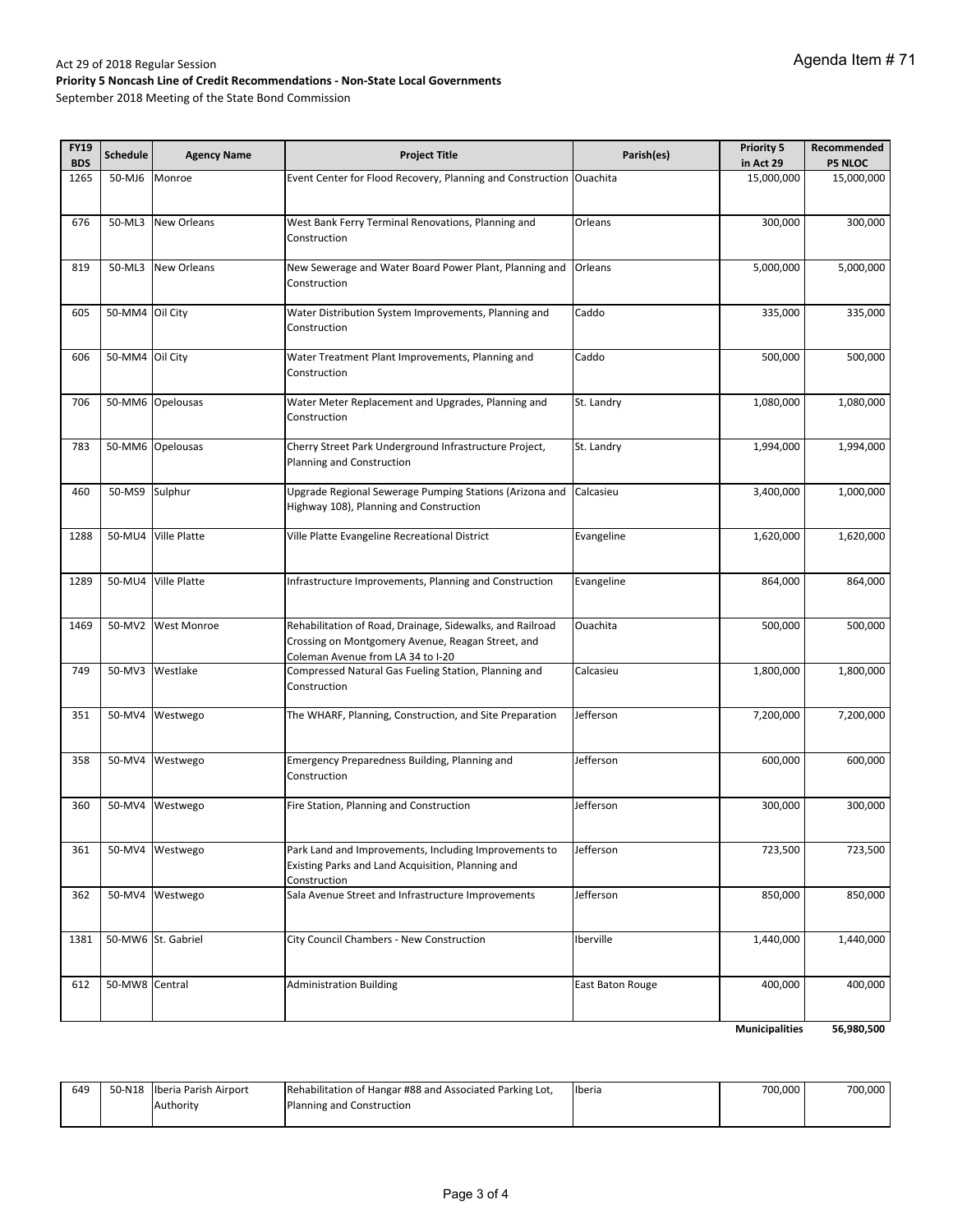Agenda Item # 71

Act 29 of 2018 Regular Session
**Priority 5 Noncash Line of Credit Recommendations - Non-State Local Governments**
September 2018 Meeting of the State Bond Commission

| FY19 BDS | Schedule | Agency Name | Project Title | Parish(es) | Priority 5 in Act 29 | Recommended P5 NLOC |
|---|---|---|---|---|---|---|
| 1265 | 50-MJ6 | Monroe | Event Center for Flood Recovery, Planning and Construction | Ouachita | 15,000,000 | 15,000,000 |
| 676 | 50-ML3 | New Orleans | West Bank Ferry Terminal Renovations, Planning and Construction | Orleans | 300,000 | 300,000 |
| 819 | 50-ML3 | New Orleans | New Sewerage and Water Board Power Plant, Planning and Construction | Orleans | 5,000,000 | 5,000,000 |
| 605 | 50-MM4 | Oil City | Water Distribution System Improvements, Planning and Construction | Caddo | 335,000 | 335,000 |
| 606 | 50-MM4 | Oil City | Water Treatment Plant Improvements, Planning and Construction | Caddo | 500,000 | 500,000 |
| 706 | 50-MM6 | Opelousas | Water Meter Replacement and Upgrades, Planning and Construction | St. Landry | 1,080,000 | 1,080,000 |
| 783 | 50-MM6 | Opelousas | Cherry Street Park Underground Infrastructure Project, Planning and Construction | St. Landry | 1,994,000 | 1,994,000 |
| 460 | 50-MS9 | Sulphur | Upgrade Regional Sewerage Pumping Stations (Arizona and Highway 108), Planning and Construction | Calcasieu | 3,400,000 | 1,000,000 |
| 1288 | 50-MU4 | Ville Platte | Ville Platte Evangeline Recreational District | Evangeline | 1,620,000 | 1,620,000 |
| 1289 | 50-MU4 | Ville Platte | Infrastructure Improvements, Planning and Construction | Evangeline | 864,000 | 864,000 |
| 1469 | 50-MV2 | West Monroe | Rehabilitation of Road, Drainage, Sidewalks, and Railroad Crossing on Montgomery Avenue, Reagan Street, and Coleman Avenue from LA 34 to I-20 | Ouachita | 500,000 | 500,000 |
| 749 | 50-MV3 | Westlake | Compressed Natural Gas Fueling Station, Planning and Construction | Calcasieu | 1,800,000 | 1,800,000 |
| 351 | 50-MV4 | Westwego | The WHARF, Planning, Construction, and Site Preparation | Jefferson | 7,200,000 | 7,200,000 |
| 358 | 50-MV4 | Westwego | Emergency Preparedness Building, Planning and Construction | Jefferson | 600,000 | 600,000 |
| 360 | 50-MV4 | Westwego | Fire Station, Planning and Construction | Jefferson | 300,000 | 300,000 |
| 361 | 50-MV4 | Westwego | Park Land and Improvements, Including Improvements to Existing Parks and Land Acquisition, Planning and Construction | Jefferson | 723,500 | 723,500 |
| 362 | 50-MV4 | Westwego | Sala Avenue Street and Infrastructure Improvements | Jefferson | 850,000 | 850,000 |
| 1381 | 50-MW6 | St. Gabriel | City Council Chambers - New Construction | Iberville | 1,440,000 | 1,440,000 |
| 612 | 50-MW8 | Central | Administration Building | East Baton Rouge | 400,000 | 400,000 |
| | | | | | **Municipalities** | **56,980,500** |

| FY19 BDS | Schedule | Agency Name | Project Title | Parish(es) | Priority 5 in Act 29 | Recommended P5 NLOC |
|---|---|---|---|---|---|---|
| 649 | 50-N18 | Iberia Parish Airport Authority | Rehabilitation of Hangar #88 and Associated Parking Lot, Planning and Construction | Iberia | 700,000 | 700,000 |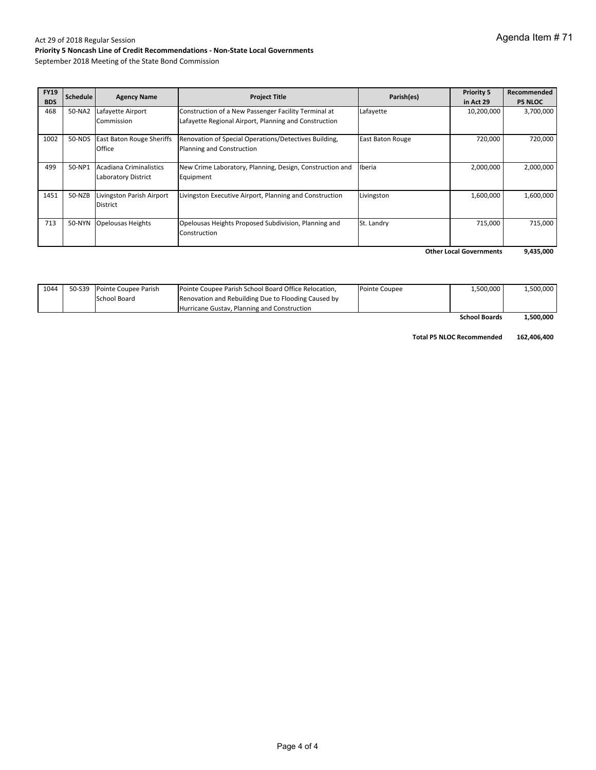Agenda Item # 71

Act 29 of 2018 Regular Session

**Priority 5 Noncash Line of Credit Recommendations - Non-State Local Governments**

September 2018 Meeting of the State Bond Commission

| FY19 BDS | Schedule | Agency Name | Project Title | Parish(es) | Priority 5 in Act 29 | Recommended P5 NLOC |
|---|---|---|---|---|---|---|
| 468 | 50-NA2 | Lafayette Airport Commission | Construction of a New Passenger Facility Terminal at Lafayette Regional Airport, Planning and Construction | Lafayette | 10,200,000 | 3,700,000 |
| 1002 | 50-NDS | East Baton Rouge Sheriffs Office | Renovation of Special Operations/Detectives Building, Planning and Construction | East Baton Rouge | 720,000 | 720,000 |
| 499 | 50-NP1 | Acadiana Criminalistics Laboratory District | New Crime Laboratory, Planning, Design, Construction and Equipment | Iberia | 2,000,000 | 2,000,000 |
| 1451 | 50-NZB | Livingston Parish Airport District | Livingston Executive Airport, Planning and Construction | Livingston | 1,600,000 | 1,600,000 |
| 713 | 50-NYN | Opelousas Heights | Opelousas Heights Proposed Subdivision, Planning and Construction | St. Landry | 715,000 | 715,000 |
| | | | | | **Other Local Governments** | **9,435,000** |
| 1044 | 50-S39 | Pointe Coupee Parish School Board | Pointe Coupee Parish School Board Office Relocation, Renovation and Rebuilding Due to Flooding Caused by Hurricane Gustav, Planning and Construction | Pointe Coupee | 1,500,000 | 1,500,000 |
| | | | | | **School Boards** | **1,500,000** |
| | | | | | **Total P5 NLOC Recommended** | **162,406,400** |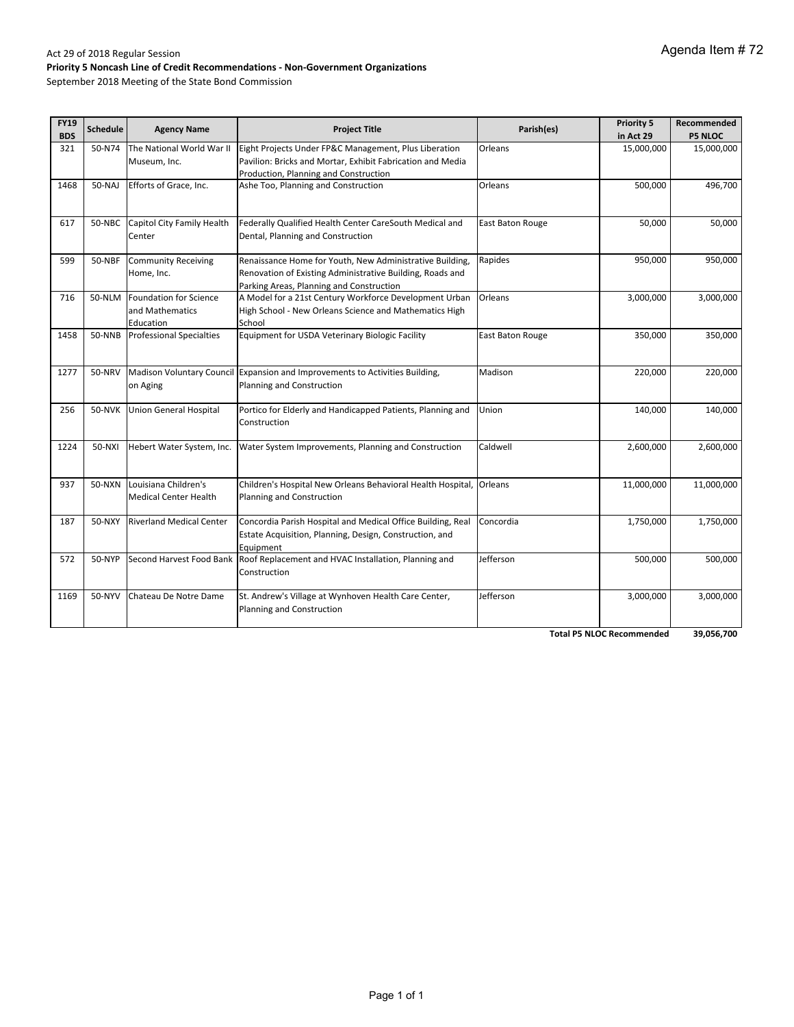Act 29 of 2018 Regular Session

**Priority 5 Noncash Line of Credit Recommendations - Non-Government Organizations**

September 2018 Meeting of the State Bond Commission

Agenda Item # 72

| FY19 BDS | Schedule | Agency Name | Project Title | Parish(es) | Priority 5 in Act 29 | Recommended P5 NLOC |
|---|---|---|---|---|---|---|
| 321 | 50-N74 | The National World War II Museum, Inc. | Eight Projects Under FP&C Management, Plus Liberation Pavilion: Bricks and Mortar, Exhibit Fabrication and Media Production, Planning and Construction | Orleans | 15,000,000 | 15,000,000 |
| 1468 | 50-NAJ | Efforts of Grace, Inc. | Ashe Too, Planning and Construction | Orleans | 500,000 | 496,700 |
| 617 | 50-NBC | Capitol City Family Health Center | Federally Qualified Health Center CareSouth Medical and Dental, Planning and Construction | East Baton Rouge | 50,000 | 50,000 |
| 599 | 50-NBF | Community Receiving Home, Inc. | Renaissance Home for Youth, New Administrative Building, Renovation of Existing Administrative Building, Roads and Parking Areas, Planning and Construction | Rapides | 950,000 | 950,000 |
| 716 | 50-NLM | Foundation for Science and Mathematics Education | A Model for a 21st Century Workforce Development Urban High School - New Orleans Science and Mathematics High School | Orleans | 3,000,000 | 3,000,000 |
| 1458 | 50-NNB | Professional Specialties | Equipment for USDA Veterinary Biologic Facility | East Baton Rouge | 350,000 | 350,000 |
| 1277 | 50-NRV | Madison Voluntary Council on Aging | Expansion and Improvements to Activities Building, Planning and Construction | Madison | 220,000 | 220,000 |
| 256 | 50-NVK | Union General Hospital | Portico for Elderly and Handicapped Patients, Planning and Construction | Union | 140,000 | 140,000 |
| 1224 | 50-NXI | Hebert Water System, Inc. | Water System Improvements, Planning and Construction | Caldwell | 2,600,000 | 2,600,000 |
| 937 | 50-NXN | Louisiana Children's Medical Center Health | Children's Hospital New Orleans Behavioral Health Hospital, Planning and Construction | Orleans | 11,000,000 | 11,000,000 |
| 187 | 50-NXY | Riverland Medical Center | Concordia Parish Hospital and Medical Office Building, Real Estate Acquisition, Planning, Design, Construction, and Equipment | Concordia | 1,750,000 | 1,750,000 |
| 572 | 50-NYP | Second Harvest Food Bank | Roof Replacement and HVAC Installation, Planning and Construction | Jefferson | 500,000 | 500,000 |
| 1169 | 50-NYV | Chateau De Notre Dame | St. Andrew's Village at Wynhoven Health Care Center, Planning and Construction | Jefferson | 3,000,000 | 3,000,000 |
| | | | | | **Total P5 NLOC Recommended** | **39,056,700** |